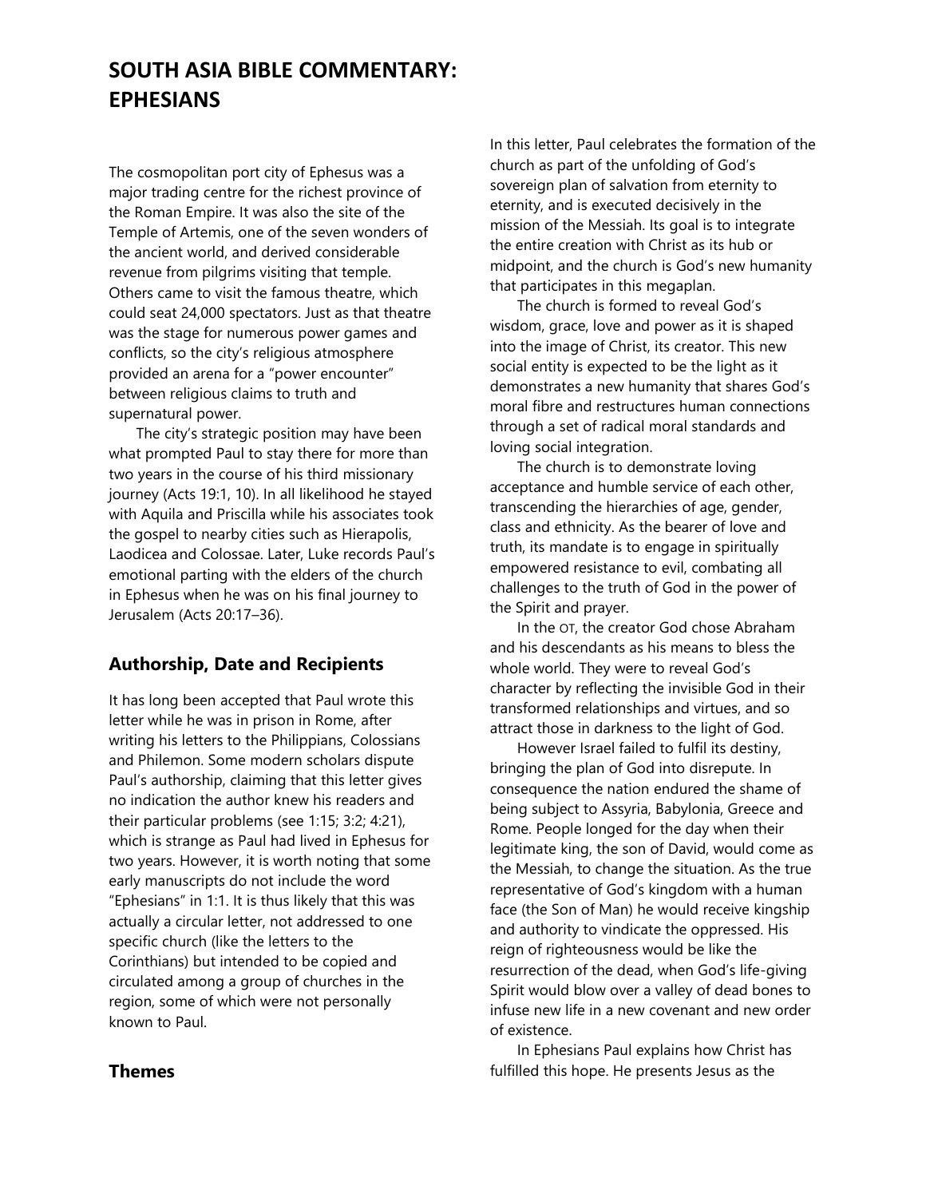# SOUTH ASIA BIBLE COMMENTARY: EPHESIANS

The cosmopolitan port city of Ephesus was a major trading centre for the richest province of the Roman Empire. It was also the site of the Temple of Artemis, one of the seven wonders of the ancient world, and derived considerable revenue from pilgrims visiting that temple. Others came to visit the famous theatre, which could seat 24,000 spectators. Just as that theatre was the stage for numerous power games and conflicts, so the city's religious atmosphere provided an arena for a "power encounter" between religious claims to truth and supernatural power.

The city's strategic position may have been what prompted Paul to stay there for more than two years in the course of his third missionary journey (Acts 19:1, 10). In all likelihood he stayed with Aquila and Priscilla while his associates took the gospel to nearby cities such as Hierapolis, Laodicea and Colossae. Later, Luke records Paul's emotional parting with the elders of the church in Ephesus when he was on his final journey to Jerusalem (Acts 20:17–36).

## Authorship, Date and Recipients

It has long been accepted that Paul wrote this letter while he was in prison in Rome, after writing his letters to the Philippians, Colossians and Philemon. Some modern scholars dispute Paul's authorship, claiming that this letter gives no indication the author knew his readers and their particular problems (see 1:15; 3:2; 4:21), which is strange as Paul had lived in Ephesus for two years. However, it is worth noting that some early manuscripts do not include the word "Ephesians" in 1:1. It is thus likely that this was actually a circular letter, not addressed to one specific church (like the letters to the Corinthians) but intended to be copied and circulated among a group of churches in the region, some of which were not personally known to Paul.

## Themes

In this letter, Paul celebrates the formation of the church as part of the unfolding of God's sovereign plan of salvation from eternity to eternity, and is executed decisively in the mission of the Messiah. Its goal is to integrate the entire creation with Christ as its hub or midpoint, and the church is God's new humanity that participates in this megaplan.

The church is formed to reveal God's wisdom, grace, love and power as it is shaped into the image of Christ, its creator. This new social entity is expected to be the light as it demonstrates a new humanity that shares God's moral fibre and restructures human connections through a set of radical moral standards and loving social integration.

The church is to demonstrate loving acceptance and humble service of each other, transcending the hierarchies of age, gender, class and ethnicity. As the bearer of love and truth, its mandate is to engage in spiritually empowered resistance to evil, combating all challenges to the truth of God in the power of the Spirit and prayer.

In the OT, the creator God chose Abraham and his descendants as his means to bless the whole world. They were to reveal God's character by reflecting the invisible God in their transformed relationships and virtues, and so attract those in darkness to the light of God.

However Israel failed to fulfil its destiny, bringing the plan of God into disrepute. In consequence the nation endured the shame of being subject to Assyria, Babylonia, Greece and Rome. People longed for the day when their legitimate king, the son of David, would come as the Messiah, to change the situation. As the true representative of God's kingdom with a human face (the Son of Man) he would receive kingship and authority to vindicate the oppressed. His reign of righteousness would be like the resurrection of the dead, when God's life-giving Spirit would blow over a valley of dead bones to infuse new life in a new covenant and new order of existence.

In Ephesians Paul explains how Christ has fulfilled this hope. He presents Jesus as the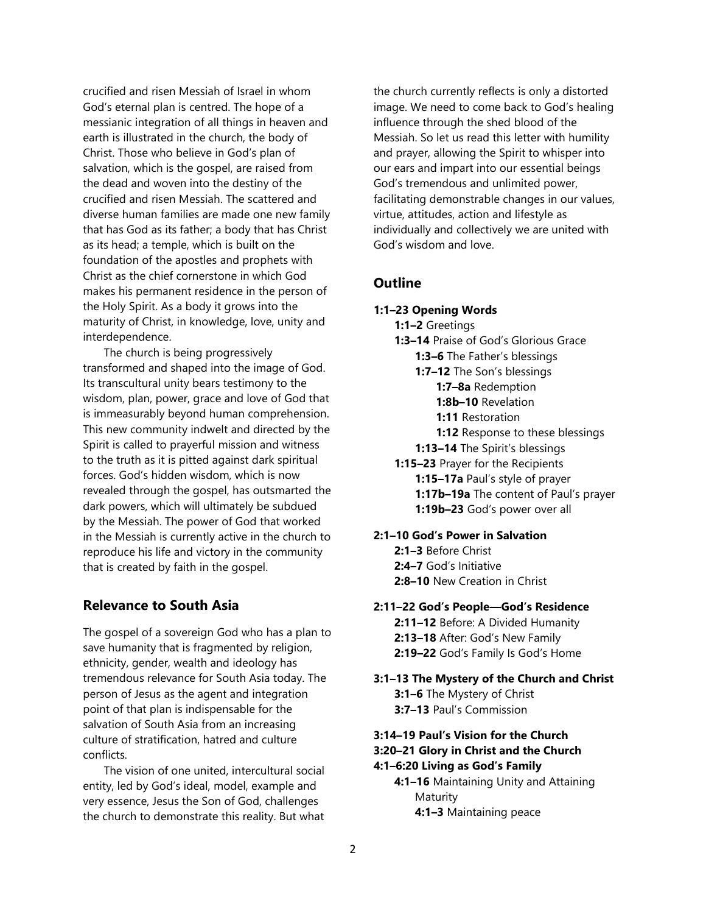crucified and risen Messiah of Israel in whom God's eternal plan is centred. The hope of a messianic integration of all things in heaven and earth is illustrated in the church, the body of Christ. Those who believe in God's plan of salvation, which is the gospel, are raised from the dead and woven into the destiny of the crucified and risen Messiah. The scattered and diverse human families are made one new family that has God as its father; a body that has Christ as its head; a temple, which is built on the foundation of the apostles and prophets with Christ as the chief cornerstone in which God makes his permanent residence in the person of the Holy Spirit. As a body it grows into the maturity of Christ, in knowledge, love, unity and interdependence.

The church is being progressively transformed and shaped into the image of God. Its transcultural unity bears testimony to the wisdom, plan, power, grace and love of God that is immeasurably beyond human comprehension. This new community indwelt and directed by the Spirit is called to prayerful mission and witness to the truth as it is pitted against dark spiritual forces. God's hidden wisdom, which is now revealed through the gospel, has outsmarted the dark powers, which will ultimately be subdued by the Messiah. The power of God that worked in the Messiah is currently active in the church to reproduce his life and victory in the community that is created by faith in the gospel.

## Relevance to South Asia

The gospel of a sovereign God who has a plan to save humanity that is fragmented by religion, ethnicity, gender, wealth and ideology has tremendous relevance for South Asia today. The person of Jesus as the agent and integration point of that plan is indispensable for the salvation of South Asia from an increasing culture of stratification, hatred and culture conflicts.

The vision of one united, intercultural social entity, led by God's ideal, model, example and very essence, Jesus the Son of God, challenges the church to demonstrate this reality. But what the church currently reflects is only a distorted image. We need to come back to God's healing influence through the shed blood of the Messiah. So let us read this letter with humility and prayer, allowing the Spirit to whisper into our ears and impart into our essential beings God's tremendous and unlimited power, facilitating demonstrable changes in our values, virtue, attitudes, action and lifestyle as individually and collectively we are united with God's wisdom and love.

## Outline

**1:1–23 Opening Words**
- **1:1–2** Greetings
- **1:3–14** Praise of God's Glorious Grace
  - **1:3–6** The Father's blessings
  - **1:7–12** The Son's blessings
    - **1:7–8a** Redemption
    - **1:8b–10** Revelation
    - **1:11** Restoration
    - **1:12** Response to these blessings
  - **1:13–14** The Spirit's blessings
- **1:15–23** Prayer for the Recipients
  - **1:15–17a** Paul's style of prayer
  - **1:17b–19a** The content of Paul's prayer
  - **1:19b–23** God's power over all

**2:1–10 God's Power in Salvation**
- **2:1–3** Before Christ
- **2:4–7** God's Initiative
- **2:8–10** New Creation in Christ

**2:11–22 God's People—God's Residence**
- **2:11–12** Before: A Divided Humanity
- **2:13–18** After: God's New Family
- **2:19–22** God's Family Is God's Home

**3:1–13 The Mystery of the Church and Christ**
- **3:1–6** The Mystery of Christ
- **3:7–13** Paul's Commission

**3:14–19 Paul's Vision for the Church**

**3:20–21 Glory in Christ and the Church**

**4:1–6:20 Living as God's Family**
- **4:1–16** Maintaining Unity and Attaining Maturity
  - **4:1–3** Maintaining peace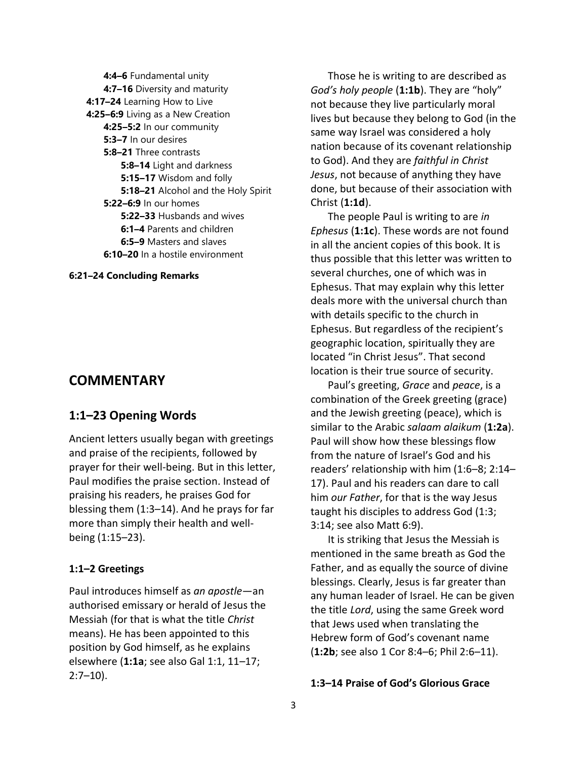- **4:4–6** Fundamental unity
- **4:7–16** Diversity and maturity

**4:17–24** Learning How to Live

**4:25–6:9** Living as a New Creation

- **4:25–5:2** In our community
- **5:3–7** In our desires
- **5:8–21** Three contrasts
  - **5:8–14** Light and darkness
  - **5:15–17** Wisdom and folly
  - **5:18–21** Alcohol and the Holy Spirit
- **5:22–6:9** In our homes
  - **5:22–33** Husbands and wives
  - **6:1–4** Parents and children
  - **6:5–9** Masters and slaves
- **6:10–20** In a hostile environment

**6:21–24 Concluding Remarks**

# COMMENTARY

## 1:1–23 Opening Words

Ancient letters usually began with greetings and praise of the recipients, followed by prayer for their well-being. But in this letter, Paul modifies the praise section. Instead of praising his readers, he praises God for blessing them (1:3–14). And he prays for far more than simply their health and well-being (1:15–23).

### 1:1–2 Greetings

Paul introduces himself as *an apostle*—an authorised emissary or herald of Jesus the Messiah (for that is what the title *Christ* means). He has been appointed to this position by God himself, as he explains elsewhere (**1:1a**; see also Gal 1:1, 11–17; 2:7–10).

Those he is writing to are described as *God's holy people* (**1:1b**). They are "holy" not because they live particularly moral lives but because they belong to God (in the same way Israel was considered a holy nation because of its covenant relationship to God). And they are *faithful in Christ Jesus*, not because of anything they have done, but because of their association with Christ (**1:1d**).

The people Paul is writing to are *in Ephesus* (**1:1c**). These words are not found in all the ancient copies of this book. It is thus possible that this letter was written to several churches, one of which was in Ephesus. That may explain why this letter deals more with the universal church than with details specific to the church in Ephesus. But regardless of the recipient's geographic location, spiritually they are located "in Christ Jesus". That second location is their true source of security.

Paul's greeting, *Grace* and *peace*, is a combination of the Greek greeting (grace) and the Jewish greeting (peace), which is similar to the Arabic *salaam alaikum* (**1:2a**). Paul will show how these blessings flow from the nature of Israel's God and his readers' relationship with him (1:6–8; 2:14–17). Paul and his readers can dare to call him *our Father*, for that is the way Jesus taught his disciples to address God (1:3; 3:14; see also Matt 6:9).

It is striking that Jesus the Messiah is mentioned in the same breath as God the Father, and as equally the source of divine blessings. Clearly, Jesus is far greater than any human leader of Israel. He can be given the title *Lord*, using the same Greek word that Jews used when translating the Hebrew form of God's covenant name (**1:2b**; see also 1 Cor 8:4–6; Phil 2:6–11).

### 1:3–14 Praise of God's Glorious Grace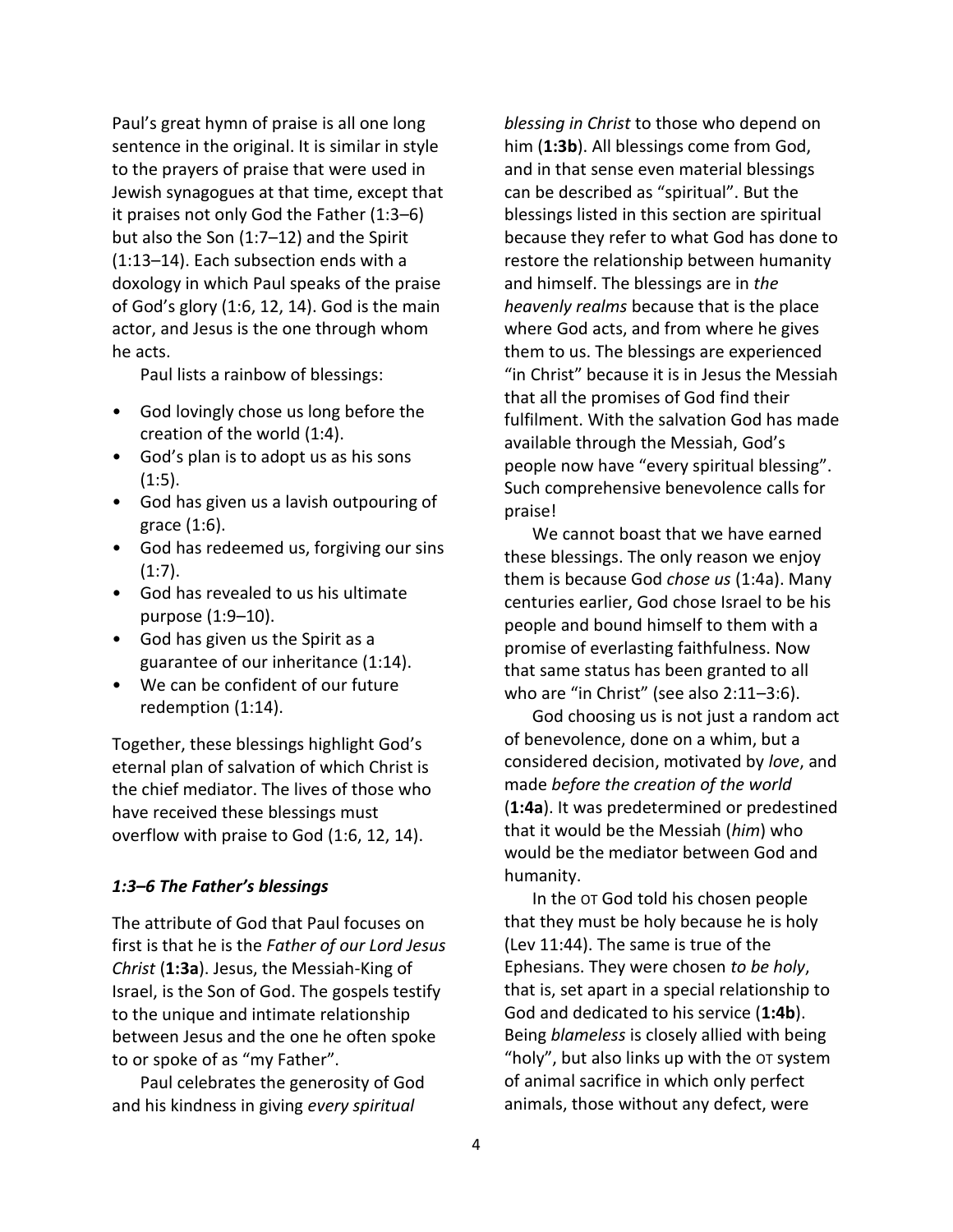Paul's great hymn of praise is all one long sentence in the original. It is similar in style to the prayers of praise that were used in Jewish synagogues at that time, except that it praises not only God the Father (1:3–6) but also the Son (1:7–12) and the Spirit (1:13–14). Each subsection ends with a doxology in which Paul speaks of the praise of God's glory (1:6, 12, 14). God is the main actor, and Jesus is the one through whom he acts.

Paul lists a rainbow of blessings:

- God lovingly chose us long before the creation of the world (1:4).
- God's plan is to adopt us as his sons (1:5).
- God has given us a lavish outpouring of grace (1:6).
- God has redeemed us, forgiving our sins (1:7).
- God has revealed to us his ultimate purpose (1:9–10).
- God has given us the Spirit as a guarantee of our inheritance (1:14).
- We can be confident of our future redemption (1:14).

Together, these blessings highlight God's eternal plan of salvation of which Christ is the chief mediator. The lives of those who have received these blessings must overflow with praise to God (1:6, 12, 14).

### *1:3–6 The Father's blessings*

The attribute of God that Paul focuses on first is that he is the *Father of our Lord Jesus Christ* (**1:3a**). Jesus, the Messiah-King of Israel, is the Son of God. The gospels testify to the unique and intimate relationship between Jesus and the one he often spoke to or spoke of as "my Father".

Paul celebrates the generosity of God and his kindness in giving *every spiritual blessing in Christ* to those who depend on him (**1:3b**). All blessings come from God, and in that sense even material blessings can be described as "spiritual". But the blessings listed in this section are spiritual because they refer to what God has done to restore the relationship between humanity and himself. The blessings are in *the heavenly realms* because that is the place where God acts, and from where he gives them to us. The blessings are experienced "in Christ" because it is in Jesus the Messiah that all the promises of God find their fulfilment. With the salvation God has made available through the Messiah, God's people now have "every spiritual blessing". Such comprehensive benevolence calls for praise!

We cannot boast that we have earned these blessings. The only reason we enjoy them is because God *chose us* (1:4a). Many centuries earlier, God chose Israel to be his people and bound himself to them with a promise of everlasting faithfulness. Now that same status has been granted to all who are "in Christ" (see also 2:11–3:6).

God choosing us is not just a random act of benevolence, done on a whim, but a considered decision, motivated by *love*, and made *before the creation of the world* (**1:4a**). It was predetermined or predestined that it would be the Messiah (*him*) who would be the mediator between God and humanity.

In the OT God told his chosen people that they must be holy because he is holy (Lev 11:44). The same is true of the Ephesians. They were chosen *to be holy*, that is, set apart in a special relationship to God and dedicated to his service (**1:4b**). Being *blameless* is closely allied with being "holy", but also links up with the OT system of animal sacrifice in which only perfect animals, those without any defect, were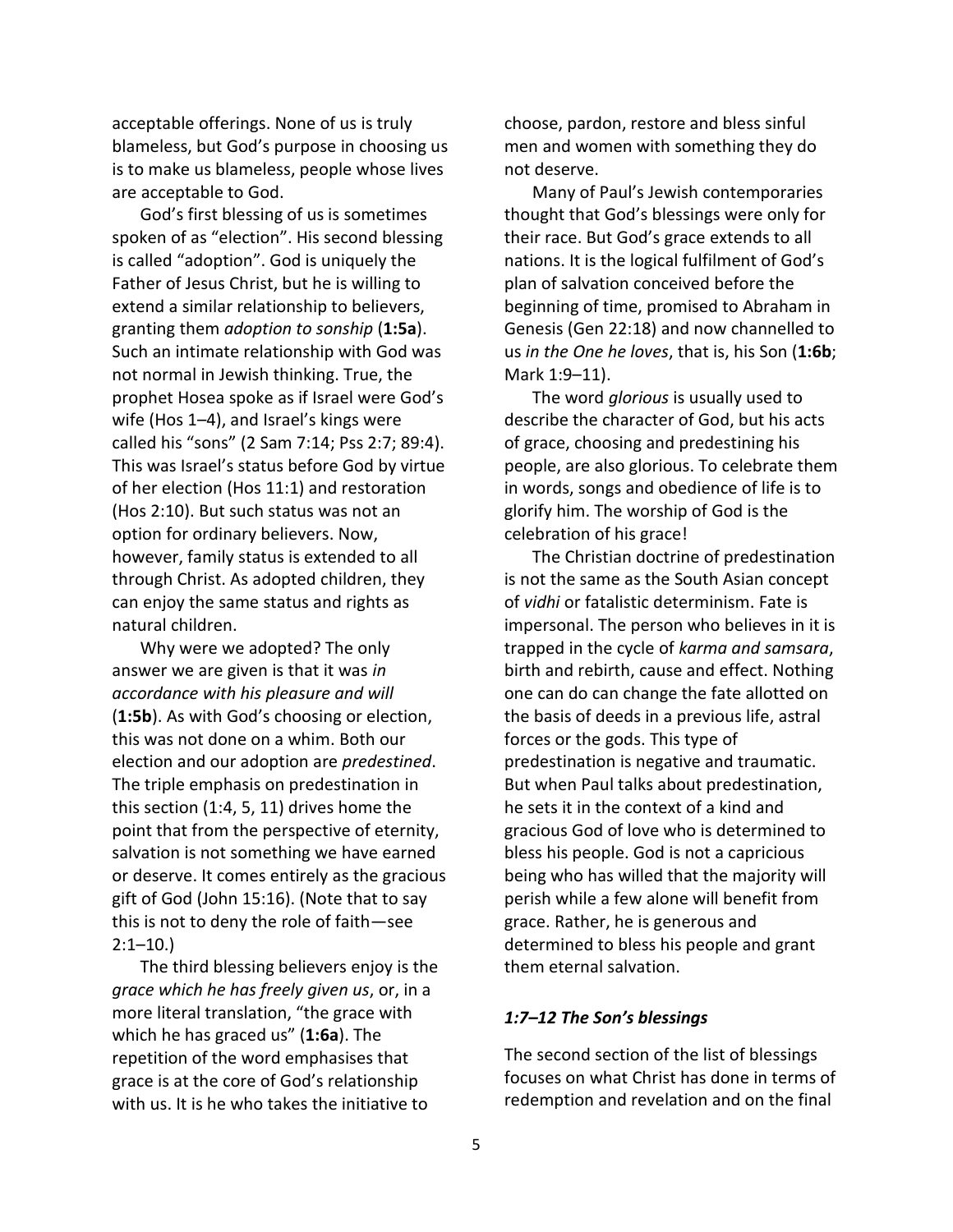acceptable offerings. None of us is truly blameless, but God's purpose in choosing us is to make us blameless, people whose lives are acceptable to God.

God's first blessing of us is sometimes spoken of as "election". His second blessing is called "adoption". God is uniquely the Father of Jesus Christ, but he is willing to extend a similar relationship to believers, granting them *adoption to sonship* (**1:5a**). Such an intimate relationship with God was not normal in Jewish thinking. True, the prophet Hosea spoke as if Israel were God's wife (Hos 1–4), and Israel's kings were called his "sons" (2 Sam 7:14; Pss 2:7; 89:4). This was Israel's status before God by virtue of her election (Hos 11:1) and restoration (Hos 2:10). But such status was not an option for ordinary believers. Now, however, family status is extended to all through Christ. As adopted children, they can enjoy the same status and rights as natural children.

Why were we adopted? The only answer we are given is that it was *in accordance with his pleasure and will* (**1:5b**). As with God's choosing or election, this was not done on a whim. Both our election and our adoption are *predestined*. The triple emphasis on predestination in this section (1:4, 5, 11) drives home the point that from the perspective of eternity, salvation is not something we have earned or deserve. It comes entirely as the gracious gift of God (John 15:16). (Note that to say this is not to deny the role of faith—see 2:1–10.)

The third blessing believers enjoy is the *grace which he has freely given us*, or, in a more literal translation, "the grace with which he has graced us" (**1:6a**). The repetition of the word emphasises that grace is at the core of God's relationship with us. It is he who takes the initiative to choose, pardon, restore and bless sinful men and women with something they do not deserve.

Many of Paul's Jewish contemporaries thought that God's blessings were only for their race. But God's grace extends to all nations. It is the logical fulfilment of God's plan of salvation conceived before the beginning of time, promised to Abraham in Genesis (Gen 22:18) and now channelled to us *in the One he loves*, that is, his Son (**1:6b**; Mark 1:9–11).

The word *glorious* is usually used to describe the character of God, but his acts of grace, choosing and predestining his people, are also glorious. To celebrate them in words, songs and obedience of life is to glorify him. The worship of God is the celebration of his grace!

The Christian doctrine of predestination is not the same as the South Asian concept of *vidhi* or fatalistic determinism. Fate is impersonal. The person who believes in it is trapped in the cycle of *karma and samsara*, birth and rebirth, cause and effect. Nothing one can do can change the fate allotted on the basis of deeds in a previous life, astral forces or the gods. This type of predestination is negative and traumatic. But when Paul talks about predestination, he sets it in the context of a kind and gracious God of love who is determined to bless his people. God is not a capricious being who has willed that the majority will perish while a few alone will benefit from grace. Rather, he is generous and determined to bless his people and grant them eternal salvation.

### *1:7–12 The Son's blessings*

The second section of the list of blessings focuses on what Christ has done in terms of redemption and revelation and on the final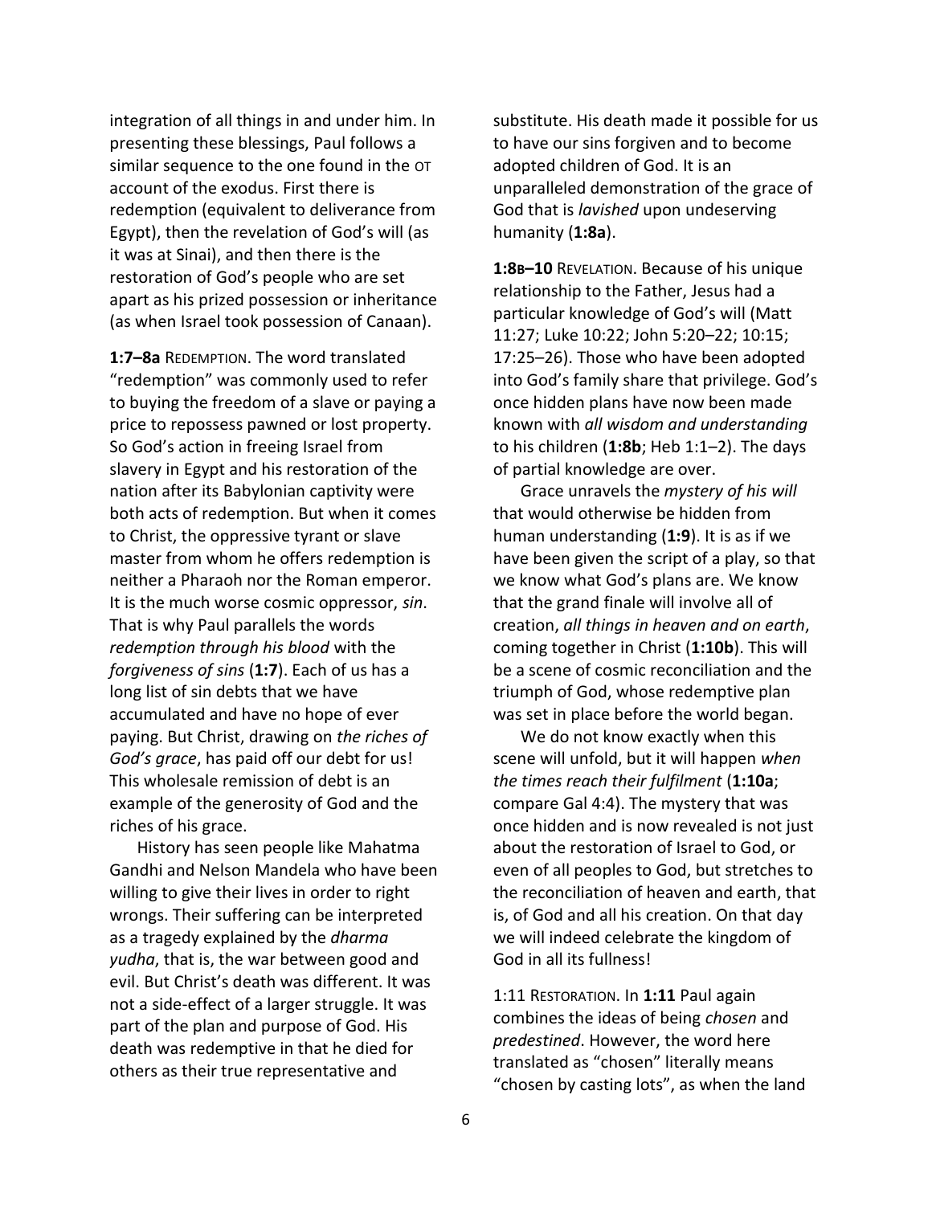integration of all things in and under him. In presenting these blessings, Paul follows a similar sequence to the one found in the OT account of the exodus. First there is redemption (equivalent to deliverance from Egypt), then the revelation of God's will (as it was at Sinai), and then there is the restoration of God's people who are set apart as his prized possession or inheritance (as when Israel took possession of Canaan).

**1:7–8a** REDEMPTION. The word translated "redemption" was commonly used to refer to buying the freedom of a slave or paying a price to repossess pawned or lost property. So God's action in freeing Israel from slavery in Egypt and his restoration of the nation after its Babylonian captivity were both acts of redemption. But when it comes to Christ, the oppressive tyrant or slave master from whom he offers redemption is neither a Pharaoh nor the Roman emperor. It is the much worse cosmic oppressor, *sin*. That is why Paul parallels the words *redemption through his blood* with the *forgiveness of sins* (**1:7**). Each of us has a long list of sin debts that we have accumulated and have no hope of ever paying. But Christ, drawing on *the riches of God's grace*, has paid off our debt for us! This wholesale remission of debt is an example of the generosity of God and the riches of his grace.

History has seen people like Mahatma Gandhi and Nelson Mandela who have been willing to give their lives in order to right wrongs. Their suffering can be interpreted as a tragedy explained by the *dharma yudha*, that is, the war between good and evil. But Christ's death was different. It was not a side-effect of a larger struggle. It was part of the plan and purpose of God. His death was redemptive in that he died for others as their true representative and substitute. His death made it possible for us to have our sins forgiven and to become adopted children of God. It is an unparalleled demonstration of the grace of God that is *lavished* upon undeserving humanity (**1:8a**).

**1:8b–10** REVELATION. Because of his unique relationship to the Father, Jesus had a particular knowledge of God's will (Matt 11:27; Luke 10:22; John 5:20–22; 10:15; 17:25–26). Those who have been adopted into God's family share that privilege. God's once hidden plans have now been made known with *all wisdom and understanding* to his children (**1:8b**; Heb 1:1–2). The days of partial knowledge are over.

Grace unravels the *mystery of his will* that would otherwise be hidden from human understanding (**1:9**). It is as if we have been given the script of a play, so that we know what God's plans are. We know that the grand finale will involve all of creation, *all things in heaven and on earth*, coming together in Christ (**1:10b**). This will be a scene of cosmic reconciliation and the triumph of God, whose redemptive plan was set in place before the world began.

We do not know exactly when this scene will unfold, but it will happen *when the times reach their fulfilment* (**1:10a**; compare Gal 4:4). The mystery that was once hidden and is now revealed is not just about the restoration of Israel to God, or even of all peoples to God, but stretches to the reconciliation of heaven and earth, that is, of God and all his creation. On that day we will indeed celebrate the kingdom of God in all its fullness!

1:11 RESTORATION. In **1:11** Paul again combines the ideas of being *chosen* and *predestined*. However, the word here translated as "chosen" literally means "chosen by casting lots", as when the land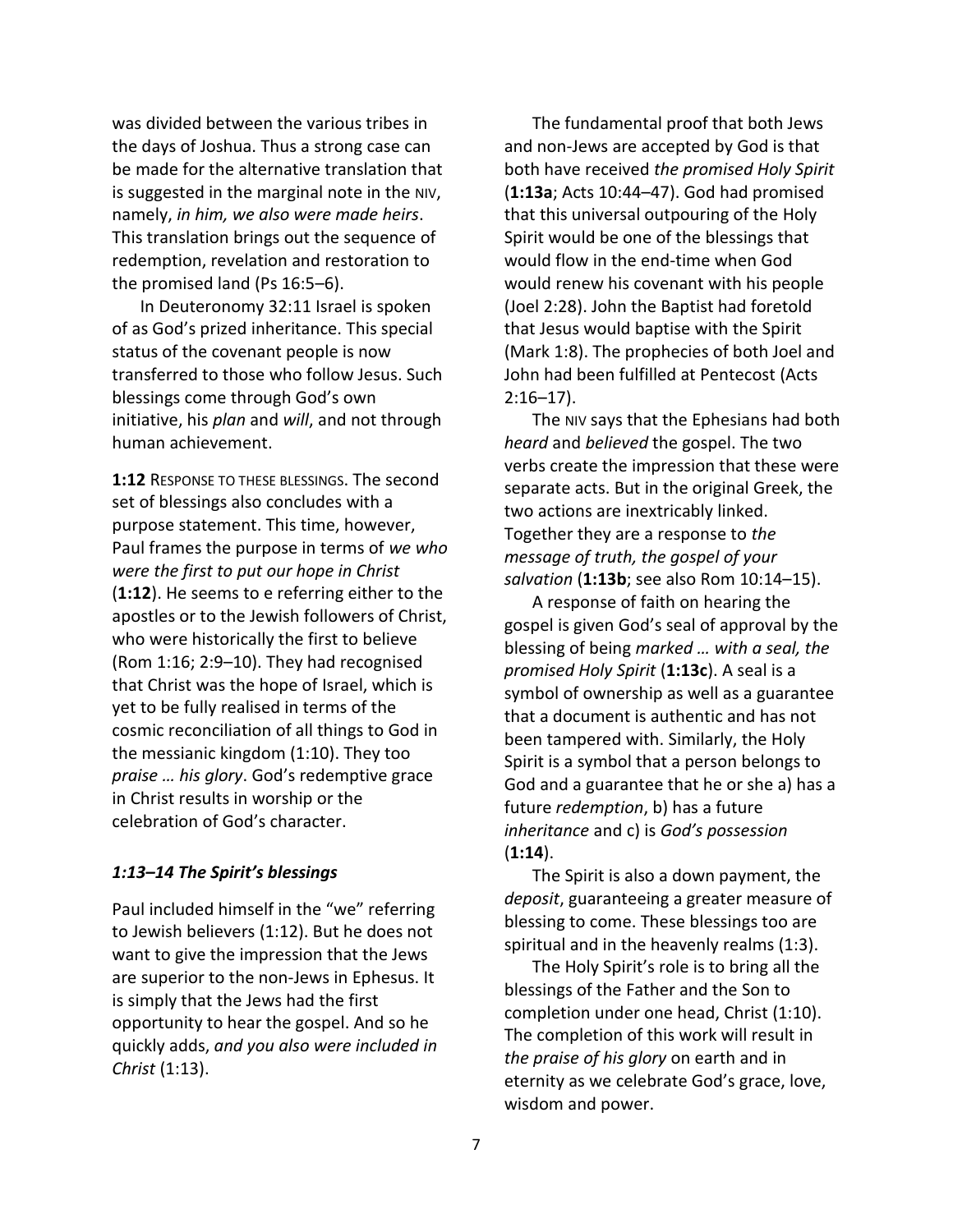was divided between the various tribes in the days of Joshua. Thus a strong case can be made for the alternative translation that is suggested in the marginal note in the NIV, namely, *in him, we also were made heirs*. This translation brings out the sequence of redemption, revelation and restoration to the promised land (Ps 16:5–6).

In Deuteronomy 32:11 Israel is spoken of as God's prized inheritance. This special status of the covenant people is now transferred to those who follow Jesus. Such blessings come through God's own initiative, his *plan* and *will*, and not through human achievement.

**1:12** RESPONSE TO THESE BLESSINGS. The second set of blessings also concludes with a purpose statement. This time, however, Paul frames the purpose in terms of *we who were the first to put our hope in Christ* (**1:12**). He seems to e referring either to the apostles or to the Jewish followers of Christ, who were historically the first to believe (Rom 1:16; 2:9–10). They had recognised that Christ was the hope of Israel, which is yet to be fully realised in terms of the cosmic reconciliation of all things to God in the messianic kingdom (1:10). They too *praise … his glory*. God's redemptive grace in Christ results in worship or the celebration of God's character.

### *1:13–14 The Spirit's blessings*

Paul included himself in the "we" referring to Jewish believers (1:12). But he does not want to give the impression that the Jews are superior to the non-Jews in Ephesus. It is simply that the Jews had the first opportunity to hear the gospel. And so he quickly adds, *and you also were included in Christ* (1:13).

The fundamental proof that both Jews and non-Jews are accepted by God is that both have received *the promised Holy Spirit* (**1:13a**; Acts 10:44–47). God had promised that this universal outpouring of the Holy Spirit would be one of the blessings that would flow in the end-time when God would renew his covenant with his people (Joel 2:28). John the Baptist had foretold that Jesus would baptise with the Spirit (Mark 1:8). The prophecies of both Joel and John had been fulfilled at Pentecost (Acts 2:16–17).

The NIV says that the Ephesians had both *heard* and *believed* the gospel. The two verbs create the impression that these were separate acts. But in the original Greek, the two actions are inextricably linked. Together they are a response to *the message of truth, the gospel of your salvation* (**1:13b**; see also Rom 10:14–15).

A response of faith on hearing the gospel is given God's seal of approval by the blessing of being *marked … with a seal, the promised Holy Spirit* (**1:13c**). A seal is a symbol of ownership as well as a guarantee that a document is authentic and has not been tampered with. Similarly, the Holy Spirit is a symbol that a person belongs to God and a guarantee that he or she a) has a future *redemption*, b) has a future *inheritance* and c) is *God's possession* (**1:14**).

The Spirit is also a down payment, the *deposit*, guaranteeing a greater measure of blessing to come. These blessings too are spiritual and in the heavenly realms (1:3).

The Holy Spirit's role is to bring all the blessings of the Father and the Son to completion under one head, Christ (1:10). The completion of this work will result in *the praise of his glory* on earth and in eternity as we celebrate God's grace, love, wisdom and power.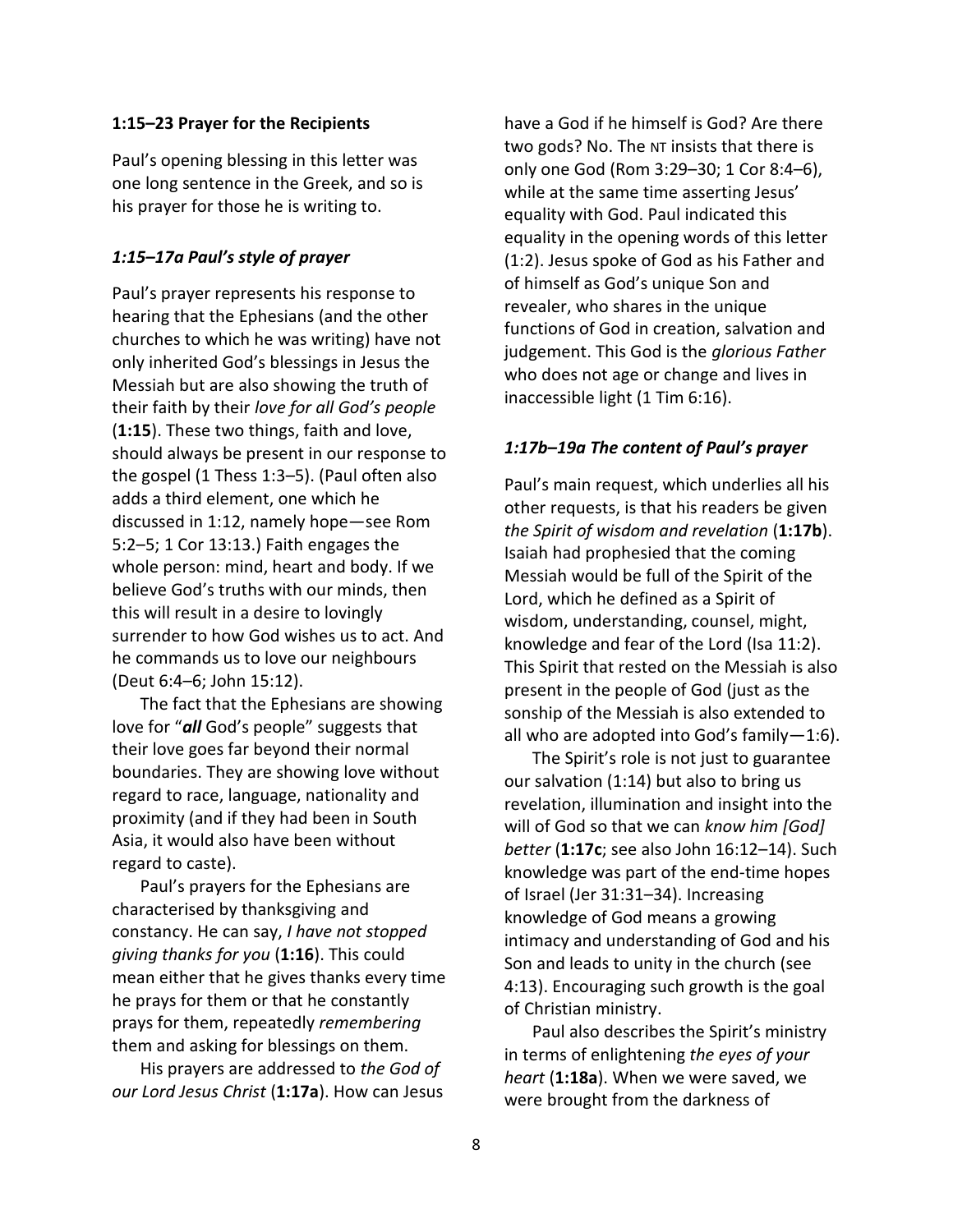### 1:15–23 Prayer for the Recipients

Paul's opening blessing in this letter was one long sentence in the Greek, and so is his prayer for those he is writing to.

#### *1:15–17a Paul's style of prayer*

Paul's prayer represents his response to hearing that the Ephesians (and the other churches to which he was writing) have not only inherited God's blessings in Jesus the Messiah but are also showing the truth of their faith by their *love for all God's people* (**1:15**). These two things, faith and love, should always be present in our response to the gospel (1 Thess 1:3–5). (Paul often also adds a third element, one which he discussed in 1:12, namely hope—see Rom 5:2–5; 1 Cor 13:13.) Faith engages the whole person: mind, heart and body. If we believe God's truths with our minds, then this will result in a desire to lovingly surrender to how God wishes us to act. And he commands us to love our neighbours (Deut 6:4–6; John 15:12).

The fact that the Ephesians are showing love for "***all*** God's people" suggests that their love goes far beyond their normal boundaries. They are showing love without regard to race, language, nationality and proximity (and if they had been in South Asia, it would also have been without regard to caste).

Paul's prayers for the Ephesians are characterised by thanksgiving and constancy. He can say, *I have not stopped giving thanks for you* (**1:16**). This could mean either that he gives thanks every time he prays for them or that he constantly prays for them, repeatedly *remembering* them and asking for blessings on them.

His prayers are addressed to *the God of our Lord Jesus Christ* (**1:17a**). How can Jesus have a God if he himself is God? Are there two gods? No. The NT insists that there is only one God (Rom 3:29–30; 1 Cor 8:4–6), while at the same time asserting Jesus' equality with God. Paul indicated this equality in the opening words of this letter (1:2). Jesus spoke of God as his Father and of himself as God's unique Son and revealer, who shares in the unique functions of God in creation, salvation and judgement. This God is the *glorious Father* who does not age or change and lives in inaccessible light (1 Tim 6:16).

#### *1:17b–19a The content of Paul's prayer*

Paul's main request, which underlies all his other requests, is that his readers be given *the Spirit of wisdom and revelation* (**1:17b**). Isaiah had prophesied that the coming Messiah would be full of the Spirit of the Lord, which he defined as a Spirit of wisdom, understanding, counsel, might, knowledge and fear of the Lord (Isa 11:2). This Spirit that rested on the Messiah is also present in the people of God (just as the sonship of the Messiah is also extended to all who are adopted into God's family—1:6).

The Spirit's role is not just to guarantee our salvation (1:14) but also to bring us revelation, illumination and insight into the will of God so that we can *know him [God] better* (**1:17c**; see also John 16:12–14). Such knowledge was part of the end-time hopes of Israel (Jer 31:31–34). Increasing knowledge of God means a growing intimacy and understanding of God and his Son and leads to unity in the church (see 4:13). Encouraging such growth is the goal of Christian ministry.

Paul also describes the Spirit's ministry in terms of enlightening *the eyes of your heart* (**1:18a**). When we were saved, we were brought from the darkness of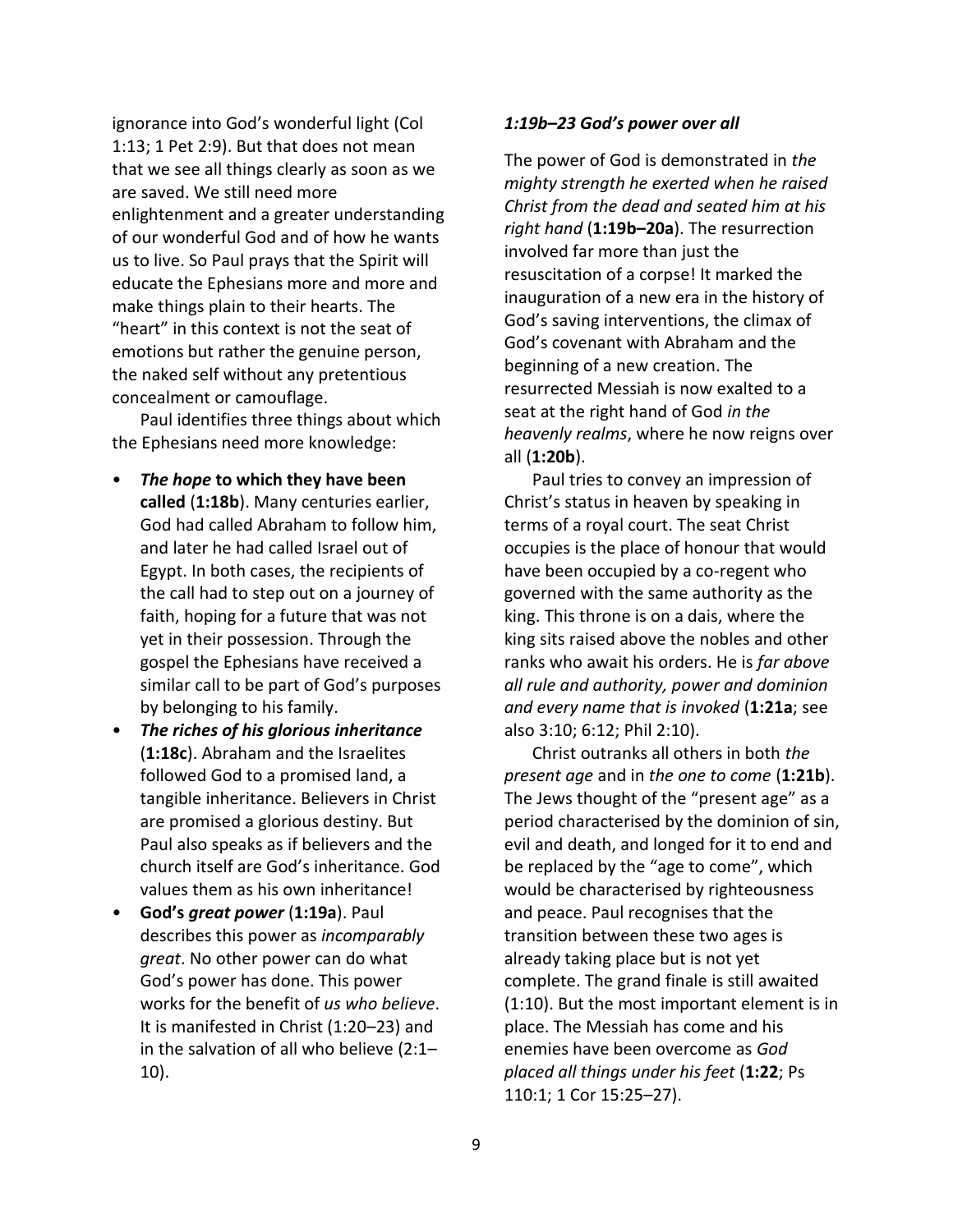ignorance into God’s wonderful light (Col 1:13; 1 Pet 2:9). But that does not mean that we see all things clearly as soon as we are saved. We still need more enlightenment and a greater understanding of our wonderful God and of how he wants us to live. So Paul prays that the Spirit will educate the Ephesians more and more and make things plain to their hearts. The “heart” in this context is not the seat of emotions but rather the genuine person, the naked self without any pretentious concealment or camouflage.

Paul identifies three things about which the Ephesians need more knowledge:

- ***The hope* to which they have been called** (**1:18b**). Many centuries earlier, God had called Abraham to follow him, and later he had called Israel out of Egypt. In both cases, the recipients of the call had to step out on a journey of faith, hoping for a future that was not yet in their possession. Through the gospel the Ephesians have received a similar call to be part of God’s purposes by belonging to his family.
- ***The riches of his glorious inheritance*** (**1:18c**). Abraham and the Israelites followed God to a promised land, a tangible inheritance. Believers in Christ are promised a glorious destiny. But Paul also speaks as if believers and the church itself are God’s inheritance. God values them as his own inheritance!
- **God’s *great power*** (**1:19a**). Paul describes this power as *incomparably great*. No other power can do what God’s power has done. This power works for the benefit of *us who believe*. It is manifested in Christ (1:20–23) and in the salvation of all who believe (2:1–10).

### *1:19b–23 God’s power over all*

The power of God is demonstrated in *the mighty strength he exerted when he raised Christ from the dead and seated him at his right hand* (**1:19b–20a**). The resurrection involved far more than just the resuscitation of a corpse! It marked the inauguration of a new era in the history of God’s saving interventions, the climax of God’s covenant with Abraham and the beginning of a new creation. The resurrected Messiah is now exalted to a seat at the right hand of God *in the heavenly realms*, where he now reigns over all (**1:20b**).

Paul tries to convey an impression of Christ’s status in heaven by speaking in terms of a royal court. The seat Christ occupies is the place of honour that would have been occupied by a co-regent who governed with the same authority as the king. This throne is on a dais, where the king sits raised above the nobles and other ranks who await his orders. He is *far above all rule and authority, power and dominion and every name that is invoked* (**1:21a**; see also 3:10; 6:12; Phil 2:10).

Christ outranks all others in both *the present age* and in *the one to come* (**1:21b**). The Jews thought of the “present age” as a period characterised by the dominion of sin, evil and death, and longed for it to end and be replaced by the “age to come”, which would be characterised by righteousness and peace. Paul recognises that the transition between these two ages is already taking place but is not yet complete. The grand finale is still awaited (1:10). But the most important element is in place. The Messiah has come and his enemies have been overcome as *God placed all things under his feet* (**1:22**; Ps 110:1; 1 Cor 15:25–27).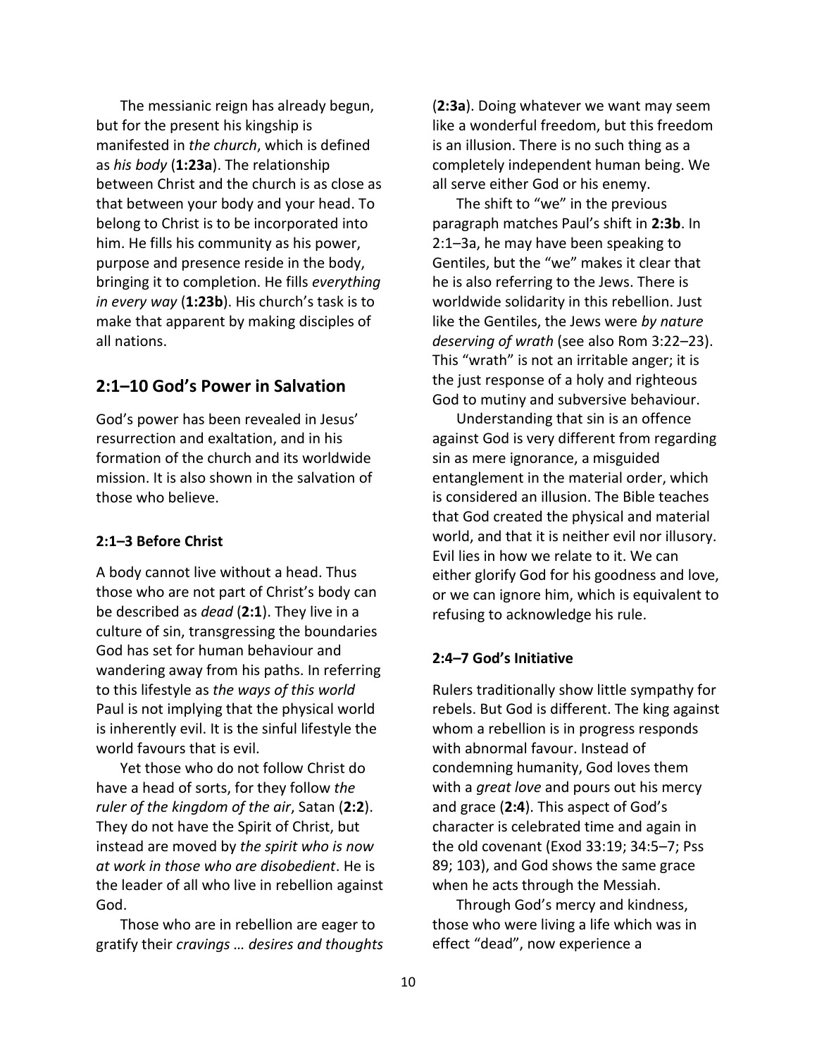The messianic reign has already begun, but for the present his kingship is manifested in *the church*, which is defined as *his body* (**1:23a**). The relationship between Christ and the church is as close as that between your body and your head. To belong to Christ is to be incorporated into him. He fills his community as his power, purpose and presence reside in the body, bringing it to completion. He fills *everything in every way* (**1:23b**). His church's task is to make that apparent by making disciples of all nations.

## 2:1–10 God's Power in Salvation

God's power has been revealed in Jesus' resurrection and exaltation, and in his formation of the church and its worldwide mission. It is also shown in the salvation of those who believe.

### 2:1–3 Before Christ

A body cannot live without a head. Thus those who are not part of Christ's body can be described as *dead* (**2:1**). They live in a culture of sin, transgressing the boundaries God has set for human behaviour and wandering away from his paths. In referring to this lifestyle as *the ways of this world* Paul is not implying that the physical world is inherently evil. It is the sinful lifestyle the world favours that is evil.

Yet those who do not follow Christ do have a head of sorts, for they follow *the ruler of the kingdom of the air*, Satan (**2:2**). They do not have the Spirit of Christ, but instead are moved by *the spirit who is now at work in those who are disobedient*. He is the leader of all who live in rebellion against God.

Those who are in rebellion are eager to gratify their *cravings … desires and thoughts* (**2:3a**). Doing whatever we want may seem like a wonderful freedom, but this freedom is an illusion. There is no such thing as a completely independent human being. We all serve either God or his enemy.

The shift to "we" in the previous paragraph matches Paul's shift in **2:3b**. In 2:1–3a, he may have been speaking to Gentiles, but the "we" makes it clear that he is also referring to the Jews. There is worldwide solidarity in this rebellion. Just like the Gentiles, the Jews were *by nature deserving of wrath* (see also Rom 3:22–23). This "wrath" is not an irritable anger; it is the just response of a holy and righteous God to mutiny and subversive behaviour.

Understanding that sin is an offence against God is very different from regarding sin as mere ignorance, a misguided entanglement in the material order, which is considered an illusion. The Bible teaches that God created the physical and material world, and that it is neither evil nor illusory. Evil lies in how we relate to it. We can either glorify God for his goodness and love, or we can ignore him, which is equivalent to refusing to acknowledge his rule.

### 2:4–7 God's Initiative

Rulers traditionally show little sympathy for rebels. But God is different. The king against whom a rebellion is in progress responds with abnormal favour. Instead of condemning humanity, God loves them with a *great love* and pours out his mercy and grace (**2:4**). This aspect of God's character is celebrated time and again in the old covenant (Exod 33:19; 34:5–7; Pss 89; 103), and God shows the same grace when he acts through the Messiah.

Through God's mercy and kindness, those who were living a life which was in effect "dead", now experience a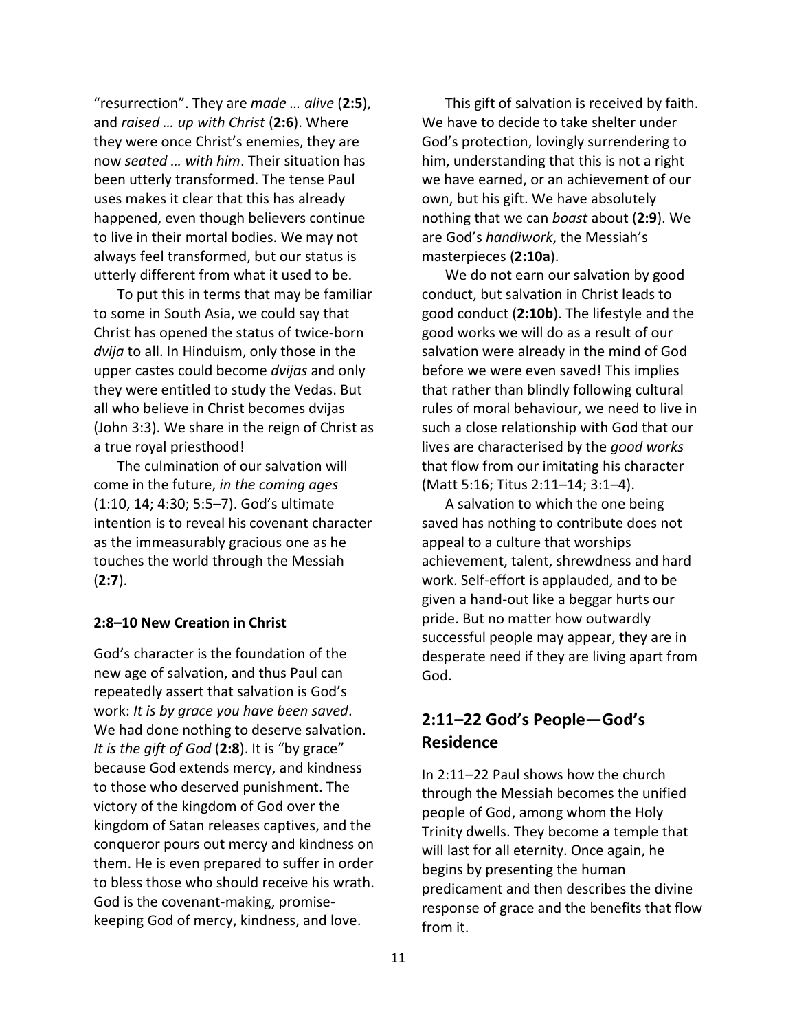"resurrection". They are *made … alive* (**2:5**), and *raised … up with Christ* (**2:6**). Where they were once Christ's enemies, they are now *seated … with him*. Their situation has been utterly transformed. The tense Paul uses makes it clear that this has already happened, even though believers continue to live in their mortal bodies. We may not always feel transformed, but our status is utterly different from what it used to be.

To put this in terms that may be familiar to some in South Asia, we could say that Christ has opened the status of twice-born *dvija* to all. In Hinduism, only those in the upper castes could become *dvijas* and only they were entitled to study the Vedas. But all who believe in Christ becomes dvijas (John 3:3). We share in the reign of Christ as a true royal priesthood!

The culmination of our salvation will come in the future, *in the coming ages* (1:10, 14; 4:30; 5:5–7). God's ultimate intention is to reveal his covenant character as the immeasurably gracious one as he touches the world through the Messiah (**2:7**).

#### 2:8–10 New Creation in Christ

God's character is the foundation of the new age of salvation, and thus Paul can repeatedly assert that salvation is God's work: *It is by grace you have been saved*. We had done nothing to deserve salvation. *It is the gift of God* (**2:8**). It is "by grace" because God extends mercy, and kindness to those who deserved punishment. The victory of the kingdom of God over the kingdom of Satan releases captives, and the conqueror pours out mercy and kindness on them. He is even prepared to suffer in order to bless those who should receive his wrath. God is the covenant-making, promise-keeping God of mercy, kindness, and love.

This gift of salvation is received by faith. We have to decide to take shelter under God's protection, lovingly surrendering to him, understanding that this is not a right we have earned, or an achievement of our own, but his gift. We have absolutely nothing that we can *boast* about (**2:9**). We are God's *handiwork*, the Messiah's masterpieces (**2:10a**).

We do not earn our salvation by good conduct, but salvation in Christ leads to good conduct (**2:10b**). The lifestyle and the good works we will do as a result of our salvation were already in the mind of God before we were even saved! This implies that rather than blindly following cultural rules of moral behaviour, we need to live in such a close relationship with God that our lives are characterised by the *good works* that flow from our imitating his character (Matt 5:16; Titus 2:11–14; 3:1–4).

A salvation to which the one being saved has nothing to contribute does not appeal to a culture that worships achievement, talent, shrewdness and hard work. Self-effort is applauded, and to be given a hand-out like a beggar hurts our pride. But no matter how outwardly successful people may appear, they are in desperate need if they are living apart from God.

## 2:11–22 God's People—God's Residence

In 2:11–22 Paul shows how the church through the Messiah becomes the unified people of God, among whom the Holy Trinity dwells. They become a temple that will last for all eternity. Once again, he begins by presenting the human predicament and then describes the divine response of grace and the benefits that flow from it.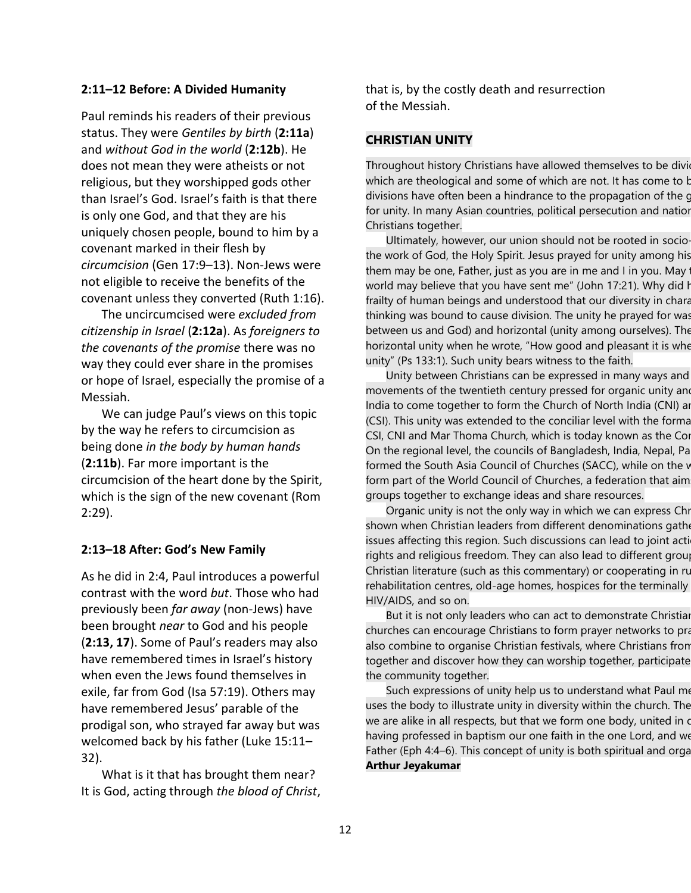### 2:11–12 Before: A Divided Humanity

Paul reminds his readers of their previous status. They were *Gentiles by birth* (**2:11a**) and *without God in the world* (**2:12b**). He does not mean they were atheists or not religious, but they worshipped gods other than Israel's God. Israel's faith is that there is only one God, and that they are his uniquely chosen people, bound to him by a covenant marked in their flesh by *circumcision* (Gen 17:9–13). Non-Jews were not eligible to receive the benefits of the covenant unless they converted (Ruth 1:16).

The uncircumcised were *excluded from citizenship in Israel* (**2:12a**). As *foreigners to the covenants of the promise* there was no way they could ever share in the promises or hope of Israel, especially the promise of a Messiah.

We can judge Paul's views on this topic by the way he refers to circumcision as being done *in the body by human hands* (**2:11b**). Far more important is the circumcision of the heart done by the Spirit, which is the sign of the new covenant (Rom 2:29).

### 2:13–18 After: God's New Family

As he did in 2:4, Paul introduces a powerful contrast with the word *but*. Those who had previously been *far away* (non-Jews) have been brought *near* to God and his people (**2:13, 17**). Some of Paul's readers may also have remembered times in Israel's history when even the Jews found themselves in exile, far from God (Isa 57:19). Others may have remembered Jesus' parable of the prodigal son, who strayed far away but was welcomed back by his father (Luke 15:11–32).

What is it that has brought them near? It is God, acting through *the blood of Christ*, that is, by the costly death and resurrection of the Messiah.

### CHRISTIAN UNITY

Throughout history Christians have allowed themselves to be divid which are theological and some of which are not. It has come to b divisions have often been a hindrance to the propagation of the g for unity. In many Asian countries, political persecution and nation Christians together.

Ultimately, however, our union should not be rooted in socio- the work of God, the Holy Spirit. Jesus prayed for unity among his them may be one, Father, just as you are in me and I in you. May t world may believe that you have sent me" (John 17:21). Why did h frailty of human beings and understood that our diversity in chara thinking was bound to cause division. The unity he prayed for was between us and God) and horizontal (unity among ourselves). The horizontal unity when he wrote, "How good and pleasant it is whe unity" (Ps 133:1). Such unity bears witness to the faith.

Unity between Christians can be expressed in many ways and movements of the twentieth century pressed for organic unity and India to come together to form the Church of North India (CNI) an (CSI). This unity was extended to the conciliar level with the forma CSI, CNI and Mar Thoma Church, which is today known as the Con On the regional level, the councils of Bangladesh, India, Nepal, Pa formed the South Asia Council of Churches (SACC), while on the w form part of the World Council of Churches, a federation that aim groups together to exchange ideas and share resources.

Organic unity is not the only way in which we can express Chr shown when Christian leaders from different denominations gathe issues affecting this region. Such discussions can lead to joint acti rights and religious freedom. They can also lead to different grou Christian literature (such as this commentary) or cooperating in ru rehabilitation centres, old-age homes, hospices for the terminally HIV/AIDS, and so on.

But it is not only leaders who can act to demonstrate Christian churches can encourage Christians to form prayer networks to pra also combine to organise Christian festivals, where Christians from together and discover how they can worship together, participate the community together.

Such expressions of unity help us to understand what Paul me uses the body to illustrate unity in diversity within the church. The we are alike in all respects, but that we form one body, united in c having professed in baptism our one faith in the one Lord, and we Father (Eph 4:4–6). This concept of unity is both spiritual and orga

**Arthur Jeyakumar**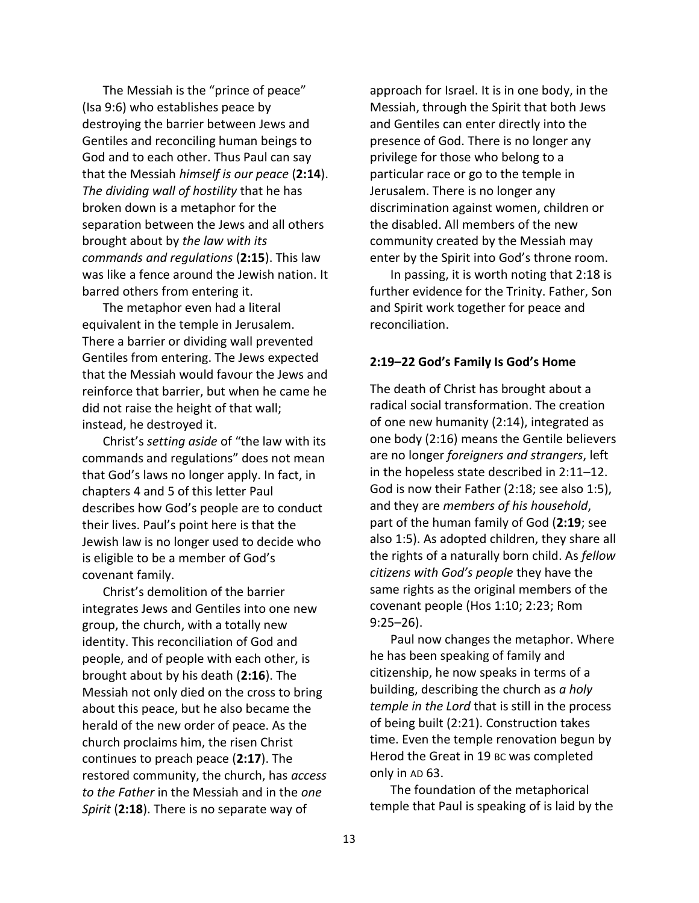The Messiah is the "prince of peace" (Isa 9:6) who establishes peace by destroying the barrier between Jews and Gentiles and reconciling human beings to God and to each other. Thus Paul can say that the Messiah *himself is our peace* (**2:14**). *The dividing wall of hostility* that he has broken down is a metaphor for the separation between the Jews and all others brought about by *the law with its commands and regulations* (**2:15**). This law was like a fence around the Jewish nation. It barred others from entering it.

The metaphor even had a literal equivalent in the temple in Jerusalem. There a barrier or dividing wall prevented Gentiles from entering. The Jews expected that the Messiah would favour the Jews and reinforce that barrier, but when he came he did not raise the height of that wall; instead, he destroyed it.

Christ's *setting aside* of "the law with its commands and regulations" does not mean that God's laws no longer apply. In fact, in chapters 4 and 5 of this letter Paul describes how God's people are to conduct their lives. Paul's point here is that the Jewish law is no longer used to decide who is eligible to be a member of God's covenant family.

Christ's demolition of the barrier integrates Jews and Gentiles into one new group, the church, with a totally new identity. This reconciliation of God and people, and of people with each other, is brought about by his death (**2:16**). The Messiah not only died on the cross to bring about this peace, but he also became the herald of the new order of peace. As the church proclaims him, the risen Christ continues to preach peace (**2:17**). The restored community, the church, has *access to the Father* in the Messiah and in the *one Spirit* (**2:18**). There is no separate way of approach for Israel. It is in one body, in the Messiah, through the Spirit that both Jews and Gentiles can enter directly into the presence of God. There is no longer any privilege for those who belong to a particular race or go to the temple in Jerusalem. There is no longer any discrimination against women, children or the disabled. All members of the new community created by the Messiah may enter by the Spirit into God's throne room.

In passing, it is worth noting that 2:18 is further evidence for the Trinity. Father, Son and Spirit work together for peace and reconciliation.

### 2:19–22 God's Family Is God's Home

The death of Christ has brought about a radical social transformation. The creation of one new humanity (2:14), integrated as one body (2:16) means the Gentile believers are no longer *foreigners and strangers*, left in the hopeless state described in 2:11–12. God is now their Father (2:18; see also 1:5), and they are *members of his household*, part of the human family of God (**2:19**; see also 1:5). As adopted children, they share all the rights of a naturally born child. As *fellow citizens with God's people* they have the same rights as the original members of the covenant people (Hos 1:10; 2:23; Rom 9:25–26).

Paul now changes the metaphor. Where he has been speaking of family and citizenship, he now speaks in terms of a building, describing the church as *a holy temple in the Lord* that is still in the process of being built (2:21). Construction takes time. Even the temple renovation begun by Herod the Great in 19 BC was completed only in AD 63.

The foundation of the metaphorical temple that Paul is speaking of is laid by the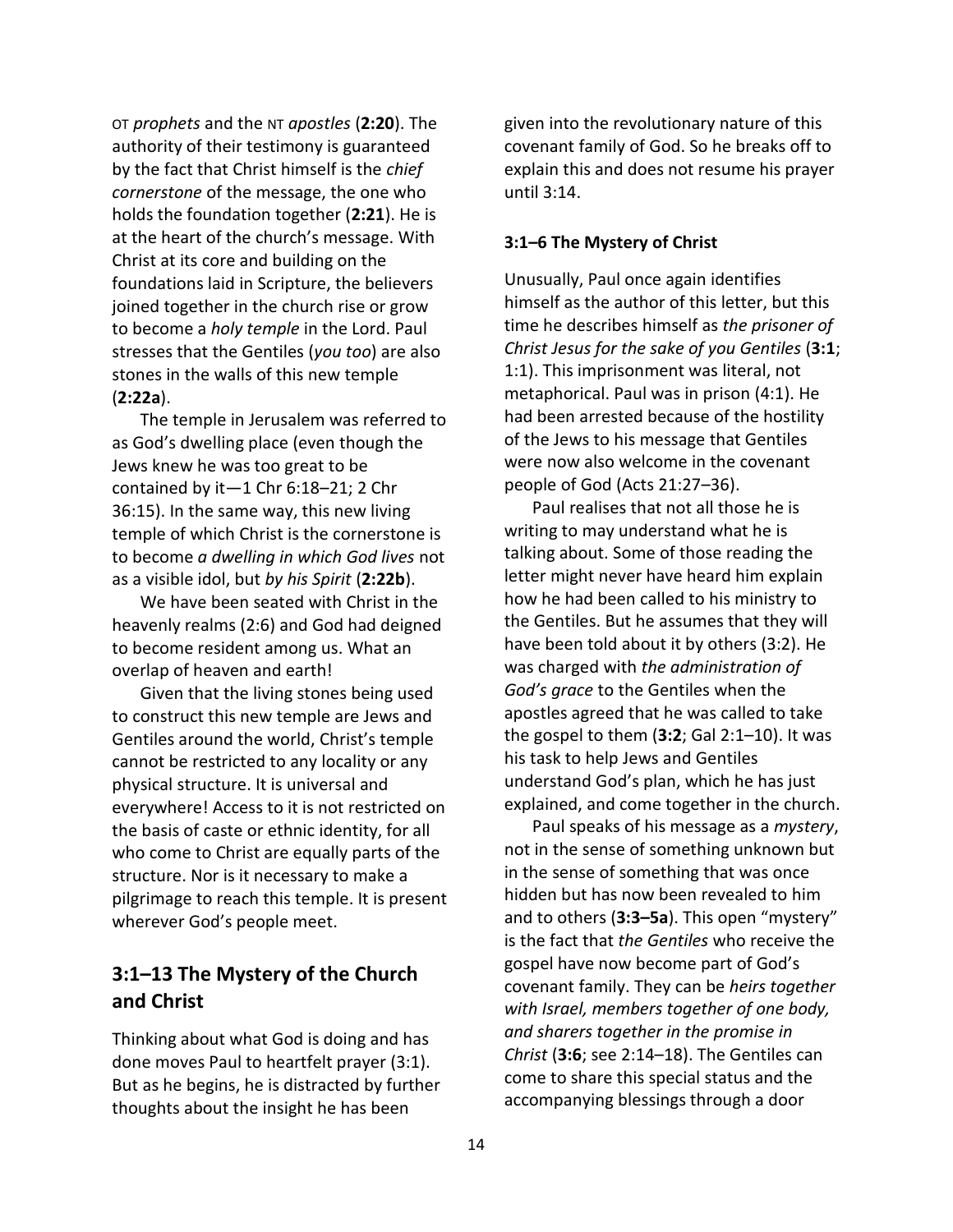OT *prophets* and the NT *apostles* (**2:20**). The authority of their testimony is guaranteed by the fact that Christ himself is the *chief cornerstone* of the message, the one who holds the foundation together (**2:21**). He is at the heart of the church's message. With Christ at its core and building on the foundations laid in Scripture, the believers joined together in the church rise or grow to become a *holy temple* in the Lord. Paul stresses that the Gentiles (*you too*) are also stones in the walls of this new temple (**2:22a**).

The temple in Jerusalem was referred to as God's dwelling place (even though the Jews knew he was too great to be contained by it—1 Chr 6:18–21; 2 Chr 36:15). In the same way, this new living temple of which Christ is the cornerstone is to become *a dwelling in which God lives* not as a visible idol, but *by his Spirit* (**2:22b**).

We have been seated with Christ in the heavenly realms (2:6) and God had deigned to become resident among us. What an overlap of heaven and earth!

Given that the living stones being used to construct this new temple are Jews and Gentiles around the world, Christ's temple cannot be restricted to any locality or any physical structure. It is universal and everywhere! Access to it is not restricted on the basis of caste or ethnic identity, for all who come to Christ are equally parts of the structure. Nor is it necessary to make a pilgrimage to reach this temple. It is present wherever God's people meet.

## 3:1–13 The Mystery of the Church and Christ

Thinking about what God is doing and has done moves Paul to heartfelt prayer (3:1). But as he begins, he is distracted by further thoughts about the insight he has been given into the revolutionary nature of this covenant family of God. So he breaks off to explain this and does not resume his prayer until 3:14.

### 3:1–6 The Mystery of Christ

Unusually, Paul once again identifies himself as the author of this letter, but this time he describes himself as *the prisoner of Christ Jesus for the sake of you Gentiles* (**3:1**; 1:1). This imprisonment was literal, not metaphorical. Paul was in prison (4:1). He had been arrested because of the hostility of the Jews to his message that Gentiles were now also welcome in the covenant people of God (Acts 21:27–36).

Paul realises that not all those he is writing to may understand what he is talking about. Some of those reading the letter might never have heard him explain how he had been called to his ministry to the Gentiles. But he assumes that they will have been told about it by others (3:2). He was charged with *the administration of God's grace* to the Gentiles when the apostles agreed that he was called to take the gospel to them (**3:2**; Gal 2:1–10). It was his task to help Jews and Gentiles understand God's plan, which he has just explained, and come together in the church.

Paul speaks of his message as a *mystery*, not in the sense of something unknown but in the sense of something that was once hidden but has now been revealed to him and to others (**3:3–5a**). This open "mystery" is the fact that *the Gentiles* who receive the gospel have now become part of God's covenant family. They can be *heirs together with Israel, members together of one body, and sharers together in the promise in Christ* (**3:6**; see 2:14–18). The Gentiles can come to share this special status and the accompanying blessings through a door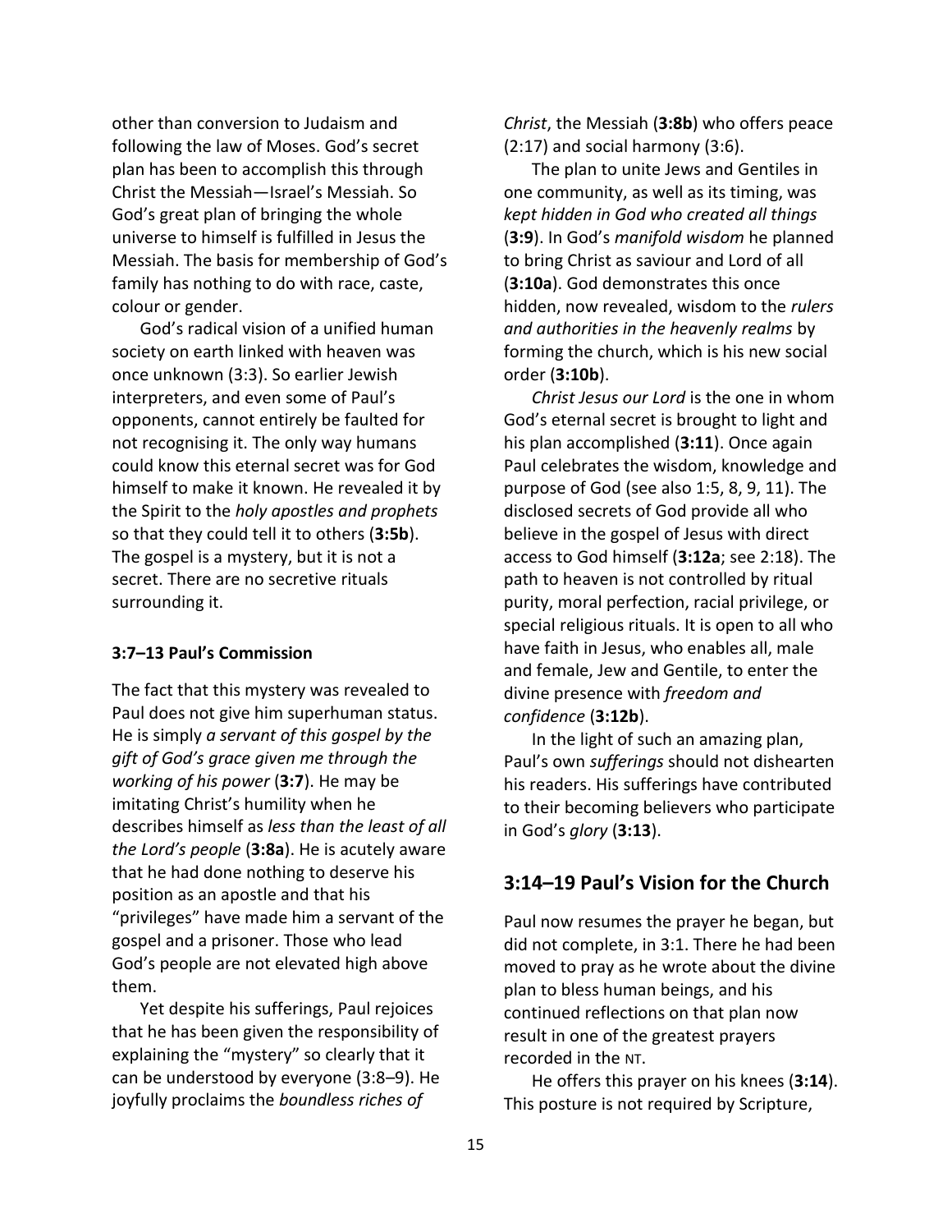other than conversion to Judaism and following the law of Moses. God's secret plan has been to accomplish this through Christ the Messiah—Israel's Messiah. So God's great plan of bringing the whole universe to himself is fulfilled in Jesus the Messiah. The basis for membership of God's family has nothing to do with race, caste, colour or gender.

God's radical vision of a unified human society on earth linked with heaven was once unknown (3:3). So earlier Jewish interpreters, and even some of Paul's opponents, cannot entirely be faulted for not recognising it. The only way humans could know this eternal secret was for God himself to make it known. He revealed it by the Spirit to the *holy apostles and prophets* so that they could tell it to others (**3:5b**). The gospel is a mystery, but it is not a secret. There are no secretive rituals surrounding it.

#### 3:7–13 Paul's Commission

The fact that this mystery was revealed to Paul does not give him superhuman status. He is simply *a servant of this gospel by the gift of God's grace given me through the working of his power* (**3:7**). He may be imitating Christ's humility when he describes himself as *less than the least of all the Lord's people* (**3:8a**). He is acutely aware that he had done nothing to deserve his position as an apostle and that his "privileges" have made him a servant of the gospel and a prisoner. Those who lead God's people are not elevated high above them.

Yet despite his sufferings, Paul rejoices that he has been given the responsibility of explaining the "mystery" so clearly that it can be understood by everyone (3:8–9). He joyfully proclaims the *boundless riches of Christ*, the Messiah (**3:8b**) who offers peace (2:17) and social harmony (3:6).

The plan to unite Jews and Gentiles in one community, as well as its timing, was *kept hidden in God who created all things* (**3:9**). In God's *manifold wisdom* he planned to bring Christ as saviour and Lord of all (**3:10a**). God demonstrates this once hidden, now revealed, wisdom to the *rulers and authorities in the heavenly realms* by forming the church, which is his new social order (**3:10b**).

*Christ Jesus our Lord* is the one in whom God's eternal secret is brought to light and his plan accomplished (**3:11**). Once again Paul celebrates the wisdom, knowledge and purpose of God (see also 1:5, 8, 9, 11). The disclosed secrets of God provide all who believe in the gospel of Jesus with direct access to God himself (**3:12a**; see 2:18). The path to heaven is not controlled by ritual purity, moral perfection, racial privilege, or special religious rituals. It is open to all who have faith in Jesus, who enables all, male and female, Jew and Gentile, to enter the divine presence with *freedom and confidence* (**3:12b**).

In the light of such an amazing plan, Paul's own *sufferings* should not dishearten his readers. His sufferings have contributed to their becoming believers who participate in God's *glory* (**3:13**).

### 3:14–19 Paul's Vision for the Church

Paul now resumes the prayer he began, but did not complete, in 3:1. There he had been moved to pray as he wrote about the divine plan to bless human beings, and his continued reflections on that plan now result in one of the greatest prayers recorded in the NT.

He offers this prayer on his knees (**3:14**). This posture is not required by Scripture,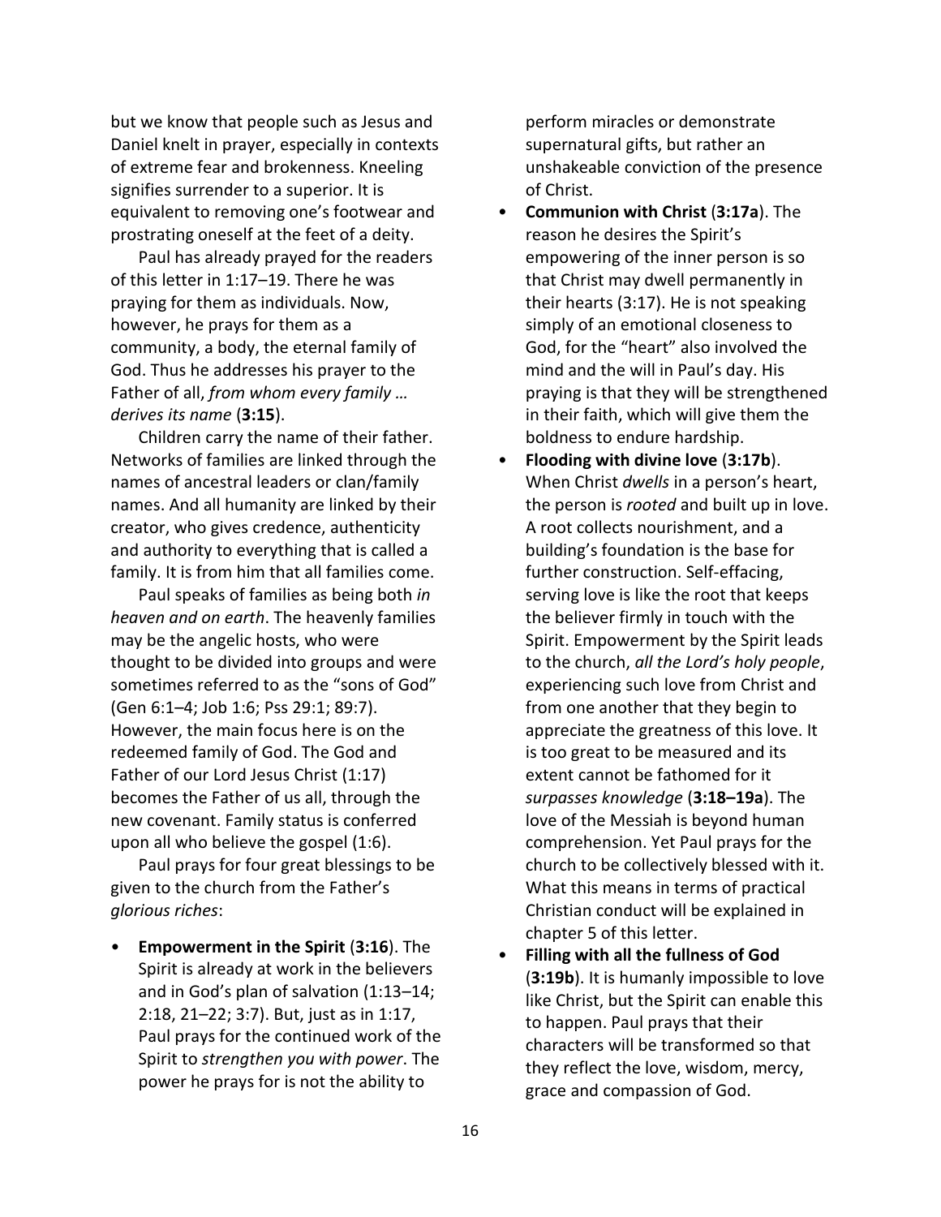but we know that people such as Jesus and Daniel knelt in prayer, especially in contexts of extreme fear and brokenness. Kneeling signifies surrender to a superior. It is equivalent to removing one's footwear and prostrating oneself at the feet of a deity.

Paul has already prayed for the readers of this letter in 1:17–19. There he was praying for them as individuals. Now, however, he prays for them as a community, a body, the eternal family of God. Thus he addresses his prayer to the Father of all, *from whom every family … derives its name* (**3:15**).

Children carry the name of their father. Networks of families are linked through the names of ancestral leaders or clan/family names. And all humanity are linked by their creator, who gives credence, authenticity and authority to everything that is called a family. It is from him that all families come.

Paul speaks of families as being both *in heaven and on earth*. The heavenly families may be the angelic hosts, who were thought to be divided into groups and were sometimes referred to as the "sons of God" (Gen 6:1–4; Job 1:6; Pss 29:1; 89:7). However, the main focus here is on the redeemed family of God. The God and Father of our Lord Jesus Christ (1:17) becomes the Father of us all, through the new covenant. Family status is conferred upon all who believe the gospel (1:6).

Paul prays for four great blessings to be given to the church from the Father's *glorious riches*:

- **Empowerment in the Spirit** (**3:16**). The Spirit is already at work in the believers and in God's plan of salvation (1:13–14; 2:18, 21–22; 3:7). But, just as in 1:17, Paul prays for the continued work of the Spirit to *strengthen you with power*. The power he prays for is not the ability to perform miracles or demonstrate supernatural gifts, but rather an unshakeable conviction of the presence of Christ.
- **Communion with Christ** (**3:17a**). The reason he desires the Spirit's empowering of the inner person is so that Christ may dwell permanently in their hearts (3:17). He is not speaking simply of an emotional closeness to God, for the "heart" also involved the mind and the will in Paul's day. His praying is that they will be strengthened in their faith, which will give them the boldness to endure hardship.
- **Flooding with divine love** (**3:17b**). When Christ *dwells* in a person's heart, the person is *rooted* and built up in love. A root collects nourishment, and a building's foundation is the base for further construction. Self-effacing, serving love is like the root that keeps the believer firmly in touch with the Spirit. Empowerment by the Spirit leads to the church, *all the Lord's holy people*, experiencing such love from Christ and from one another that they begin to appreciate the greatness of this love. It is too great to be measured and its extent cannot be fathomed for it *surpasses knowledge* (**3:18–19a**). The love of the Messiah is beyond human comprehension. Yet Paul prays for the church to be collectively blessed with it. What this means in terms of practical Christian conduct will be explained in chapter 5 of this letter.
- **Filling with all the fullness of God** (**3:19b**). It is humanly impossible to love like Christ, but the Spirit can enable this to happen. Paul prays that their characters will be transformed so that they reflect the love, wisdom, mercy, grace and compassion of God.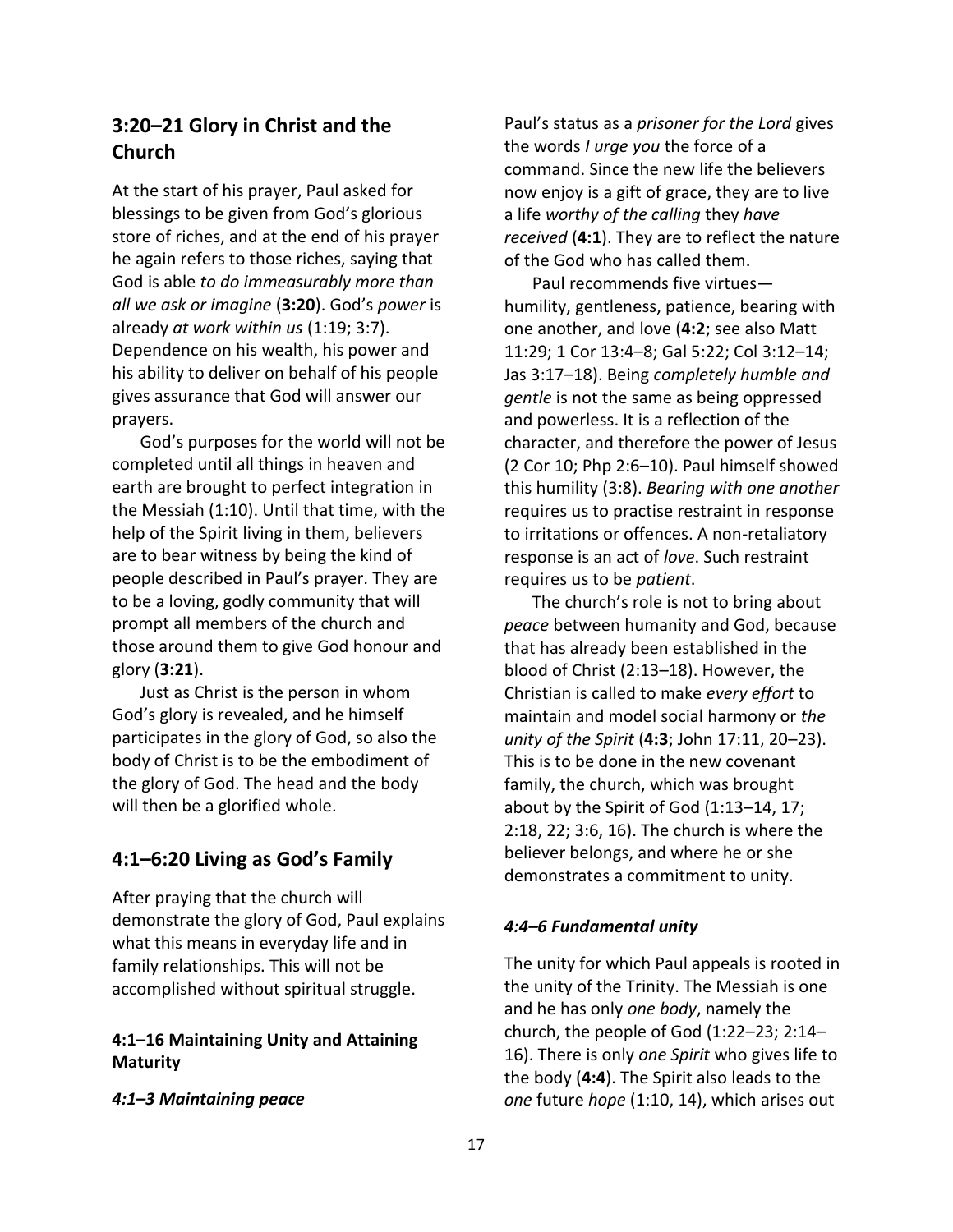## 3:20–21 Glory in Christ and the Church

At the start of his prayer, Paul asked for blessings to be given from God's glorious store of riches, and at the end of his prayer he again refers to those riches, saying that God is able *to do immeasurably more than all we ask or imagine* (**3:20**). God's *power* is already *at work within us* (1:19; 3:7). Dependence on his wealth, his power and his ability to deliver on behalf of his people gives assurance that God will answer our prayers.

God's purposes for the world will not be completed until all things in heaven and earth are brought to perfect integration in the Messiah (1:10). Until that time, with the help of the Spirit living in them, believers are to bear witness by being the kind of people described in Paul's prayer. They are to be a loving, godly community that will prompt all members of the church and those around them to give God honour and glory (**3:21**).

Just as Christ is the person in whom God's glory is revealed, and he himself participates in the glory of God, so also the body of Christ is to be the embodiment of the glory of God. The head and the body will then be a glorified whole.

## 4:1–6:20 Living as God's Family

After praying that the church will demonstrate the glory of God, Paul explains what this means in everyday life and in family relationships. This will not be accomplished without spiritual struggle.

### 4:1–16 Maintaining Unity and Attaining Maturity

#### *4:1–3 Maintaining peace*

Paul's status as a *prisoner for the Lord* gives the words *I urge you* the force of a command. Since the new life the believers now enjoy is a gift of grace, they are to live a life *worthy of the calling* they *have received* (**4:1**). They are to reflect the nature of the God who has called them.

Paul recommends five virtues—humility, gentleness, patience, bearing with one another, and love (**4:2**; see also Matt 11:29; 1 Cor 13:4–8; Gal 5:22; Col 3:12–14; Jas 3:17–18). Being *completely humble and gentle* is not the same as being oppressed and powerless. It is a reflection of the character, and therefore the power of Jesus (2 Cor 10; Php 2:6–10). Paul himself showed this humility (3:8). *Bearing with one another* requires us to practise restraint in response to irritations or offences. A non-retaliatory response is an act of *love*. Such restraint requires us to be *patient*.

The church's role is not to bring about *peace* between humanity and God, because that has already been established in the blood of Christ (2:13–18). However, the Christian is called to make *every effort* to maintain and model social harmony or *the unity of the Spirit* (**4:3**; John 17:11, 20–23). This is to be done in the new covenant family, the church, which was brought about by the Spirit of God (1:13–14, 17; 2:18, 22; 3:6, 16). The church is where the believer belongs, and where he or she demonstrates a commitment to unity.

#### *4:4–6 Fundamental unity*

The unity for which Paul appeals is rooted in the unity of the Trinity. The Messiah is one and he has only *one body*, namely the church, the people of God (1:22–23; 2:14–16). There is only *one Spirit* who gives life to the body (**4:4**). The Spirit also leads to the *one* future *hope* (1:10, 14), which arises out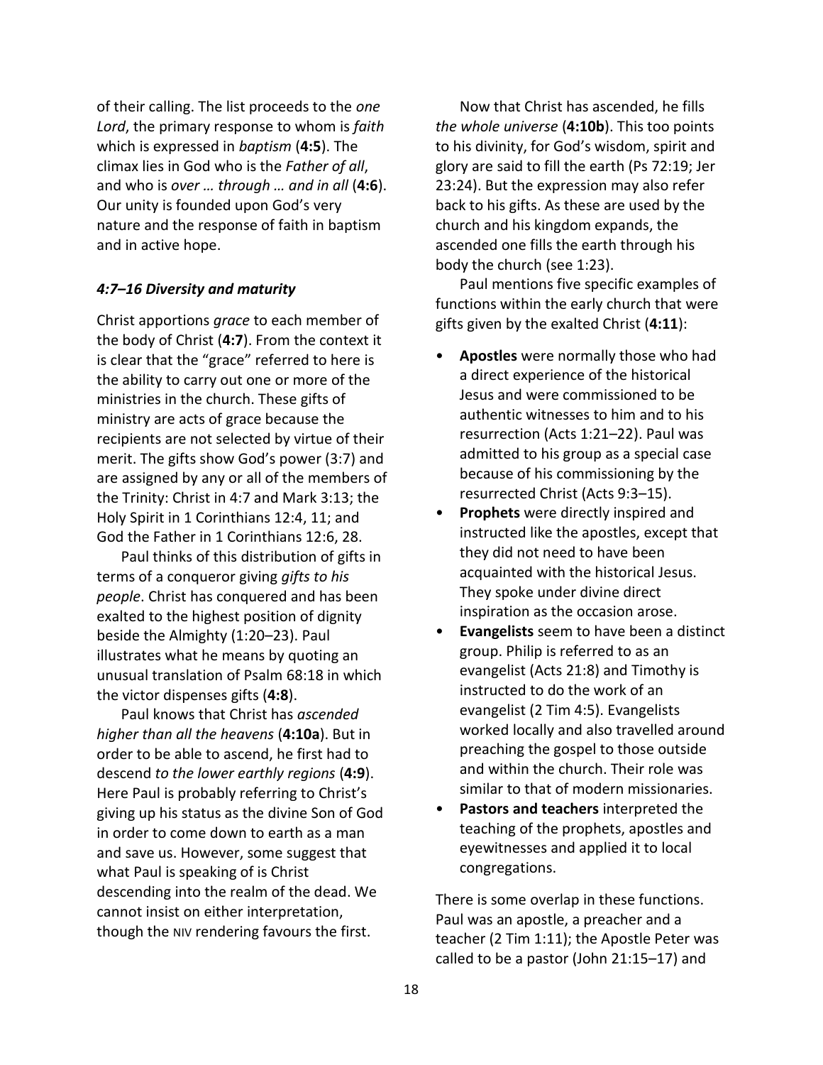of their calling. The list proceeds to the *one Lord*, the primary response to whom is *faith* which is expressed in *baptism* (**4:5**). The climax lies in God who is the *Father of all*, and who is *over … through … and in all* (**4:6**). Our unity is founded upon God's very nature and the response of faith in baptism and in active hope.

### *4:7–16 Diversity and maturity*

Christ apportions *grace* to each member of the body of Christ (**4:7**). From the context it is clear that the "grace" referred to here is the ability to carry out one or more of the ministries in the church. These gifts of ministry are acts of grace because the recipients are not selected by virtue of their merit. The gifts show God's power (3:7) and are assigned by any or all of the members of the Trinity: Christ in 4:7 and Mark 3:13; the Holy Spirit in 1 Corinthians 12:4, 11; and God the Father in 1 Corinthians 12:6, 28.

Paul thinks of this distribution of gifts in terms of a conqueror giving *gifts to his people*. Christ has conquered and has been exalted to the highest position of dignity beside the Almighty (1:20–23). Paul illustrates what he means by quoting an unusual translation of Psalm 68:18 in which the victor dispenses gifts (**4:8**).

Paul knows that Christ has *ascended higher than all the heavens* (**4:10a**). But in order to be able to ascend, he first had to descend *to the lower earthly regions* (**4:9**). Here Paul is probably referring to Christ's giving up his status as the divine Son of God in order to come down to earth as a man and save us. However, some suggest that what Paul is speaking of is Christ descending into the realm of the dead. We cannot insist on either interpretation, though the NIV rendering favours the first.

Now that Christ has ascended, he fills *the whole universe* (**4:10b**). This too points to his divinity, for God's wisdom, spirit and glory are said to fill the earth (Ps 72:19; Jer 23:24). But the expression may also refer back to his gifts. As these are used by the church and his kingdom expands, the ascended one fills the earth through his body the church (see 1:23).

Paul mentions five specific examples of functions within the early church that were gifts given by the exalted Christ (**4:11**):

- **Apostles** were normally those who had a direct experience of the historical Jesus and were commissioned to be authentic witnesses to him and to his resurrection (Acts 1:21–22). Paul was admitted to his group as a special case because of his commissioning by the resurrected Christ (Acts 9:3–15).
- **Prophets** were directly inspired and instructed like the apostles, except that they did not need to have been acquainted with the historical Jesus. They spoke under divine direct inspiration as the occasion arose.
- **Evangelists** seem to have been a distinct group. Philip is referred to as an evangelist (Acts 21:8) and Timothy is instructed to do the work of an evangelist (2 Tim 4:5). Evangelists worked locally and also travelled around preaching the gospel to those outside and within the church. Their role was similar to that of modern missionaries.
- **Pastors and teachers** interpreted the teaching of the prophets, apostles and eyewitnesses and applied it to local congregations.

There is some overlap in these functions. Paul was an apostle, a preacher and a teacher (2 Tim 1:11); the Apostle Peter was called to be a pastor (John 21:15–17) and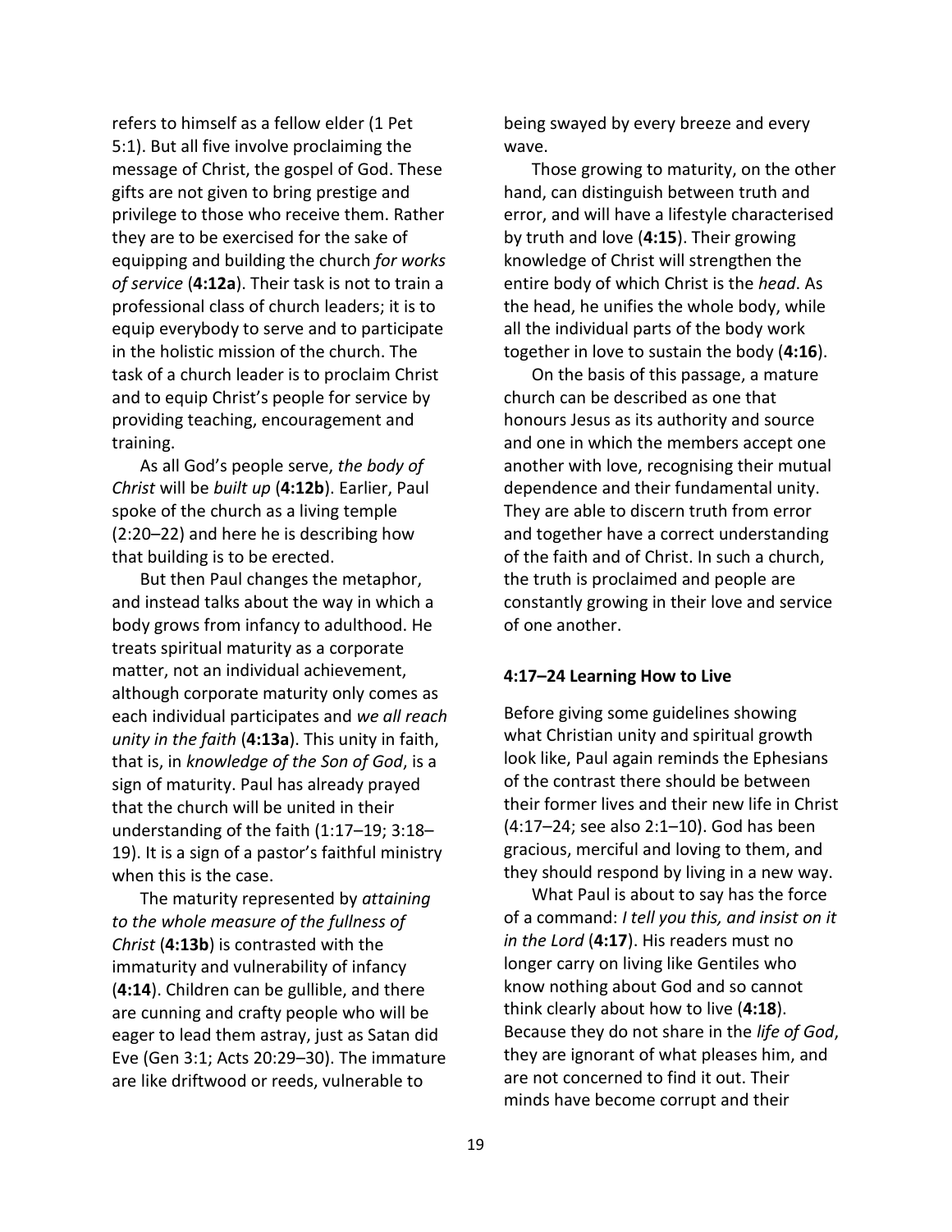refers to himself as a fellow elder (1 Pet 5:1). But all five involve proclaiming the message of Christ, the gospel of God. These gifts are not given to bring prestige and privilege to those who receive them. Rather they are to be exercised for the sake of equipping and building the church *for works of service* (**4:12a**). Their task is not to train a professional class of church leaders; it is to equip everybody to serve and to participate in the holistic mission of the church. The task of a church leader is to proclaim Christ and to equip Christ's people for service by providing teaching, encouragement and training.

As all God's people serve, *the body of Christ* will be *built up* (**4:12b**). Earlier, Paul spoke of the church as a living temple (2:20–22) and here he is describing how that building is to be erected.

But then Paul changes the metaphor, and instead talks about the way in which a body grows from infancy to adulthood. He treats spiritual maturity as a corporate matter, not an individual achievement, although corporate maturity only comes as each individual participates and *we all reach unity in the faith* (**4:13a**). This unity in faith, that is, in *knowledge of the Son of God*, is a sign of maturity. Paul has already prayed that the church will be united in their understanding of the faith (1:17–19; 3:18–19). It is a sign of a pastor's faithful ministry when this is the case.

The maturity represented by *attaining to the whole measure of the fullness of Christ* (**4:13b**) is contrasted with the immaturity and vulnerability of infancy (**4:14**). Children can be gullible, and there are cunning and crafty people who will be eager to lead them astray, just as Satan did Eve (Gen 3:1; Acts 20:29–30). The immature are like driftwood or reeds, vulnerable to being swayed by every breeze and every wave.

Those growing to maturity, on the other hand, can distinguish between truth and error, and will have a lifestyle characterised by truth and love (**4:15**). Their growing knowledge of Christ will strengthen the entire body of which Christ is the *head*. As the head, he unifies the whole body, while all the individual parts of the body work together in love to sustain the body (**4:16**).

On the basis of this passage, a mature church can be described as one that honours Jesus as its authority and source and one in which the members accept one another with love, recognising their mutual dependence and their fundamental unity. They are able to discern truth from error and together have a correct understanding of the faith and of Christ. In such a church, the truth is proclaimed and people are constantly growing in their love and service of one another.

#### 4:17–24 Learning How to Live

Before giving some guidelines showing what Christian unity and spiritual growth look like, Paul again reminds the Ephesians of the contrast there should be between their former lives and their new life in Christ (4:17–24; see also 2:1–10). God has been gracious, merciful and loving to them, and they should respond by living in a new way.

What Paul is about to say has the force of a command: *I tell you this, and insist on it in the Lord* (**4:17**). His readers must no longer carry on living like Gentiles who know nothing about God and so cannot think clearly about how to live (**4:18**). Because they do not share in the *life of God*, they are ignorant of what pleases him, and are not concerned to find it out. Their minds have become corrupt and their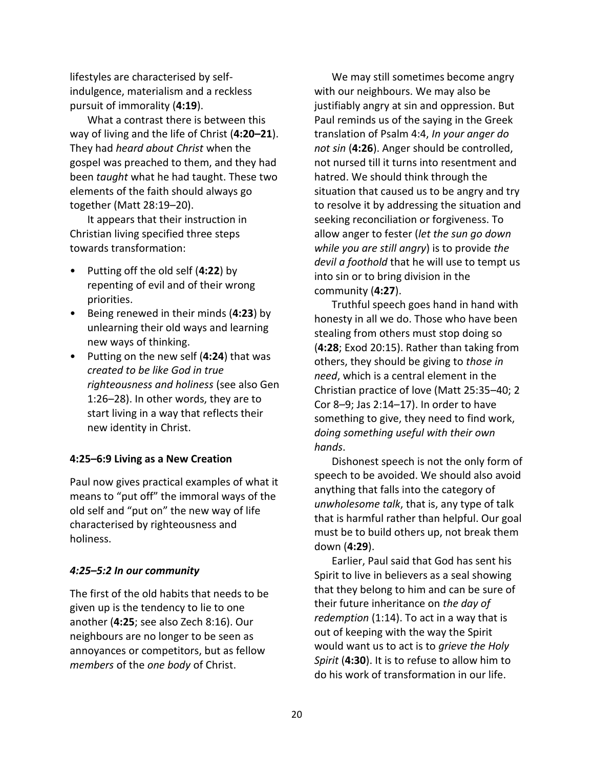lifestyles are characterised by self-indulgence, materialism and a reckless pursuit of immorality (**4:19**).

What a contrast there is between this way of living and the life of Christ (**4:20–21**). They had *heard about Christ* when the gospel was preached to them, and they had been *taught* what he had taught. These two elements of the faith should always go together (Matt 28:19–20).

It appears that their instruction in Christian living specified three steps towards transformation:

- Putting off the old self (**4:22**) by repenting of evil and of their wrong priorities.
- Being renewed in their minds (**4:23**) by unlearning their old ways and learning new ways of thinking.
- Putting on the new self (**4:24**) that was *created to be like God in true righteousness and holiness* (see also Gen 1:26–28). In other words, they are to start living in a way that reflects their new identity in Christ.

**4:25–6:9 Living as a New Creation**

Paul now gives practical examples of what it means to "put off" the immoral ways of the old self and "put on" the new way of life characterised by righteousness and holiness.

***4:25–5:2 In our community***

The first of the old habits that needs to be given up is the tendency to lie to one another (**4:25**; see also Zech 8:16). Our neighbours are no longer to be seen as annoyances or competitors, but as fellow *members* of the *one body* of Christ.

We may still sometimes become angry with our neighbours. We may also be justifiably angry at sin and oppression. But Paul reminds us of the saying in the Greek translation of Psalm 4:4, *In your anger do not sin* (**4:26**). Anger should be controlled, not nursed till it turns into resentment and hatred. We should think through the situation that caused us to be angry and try to resolve it by addressing the situation and seeking reconciliation or forgiveness. To allow anger to fester (*let the sun go down while you are still angry*) is to provide *the devil a foothold* that he will use to tempt us into sin or to bring division in the community (**4:27**).

Truthful speech goes hand in hand with honesty in all we do. Those who have been stealing from others must stop doing so (**4:28**; Exod 20:15). Rather than taking from others, they should be giving to *those in need*, which is a central element in the Christian practice of love (Matt 25:35–40; 2 Cor 8–9; Jas 2:14–17). In order to have something to give, they need to find work, *doing something useful with their own hands*.

Dishonest speech is not the only form of speech to be avoided. We should also avoid anything that falls into the category of *unwholesome talk*, that is, any type of talk that is harmful rather than helpful. Our goal must be to build others up, not break them down (**4:29**).

Earlier, Paul said that God has sent his Spirit to live in believers as a seal showing that they belong to him and can be sure of their future inheritance on *the day of redemption* (1:14). To act in a way that is out of keeping with the way the Spirit would want us to act is to *grieve the Holy Spirit* (**4:30**). It is to refuse to allow him to do his work of transformation in our life.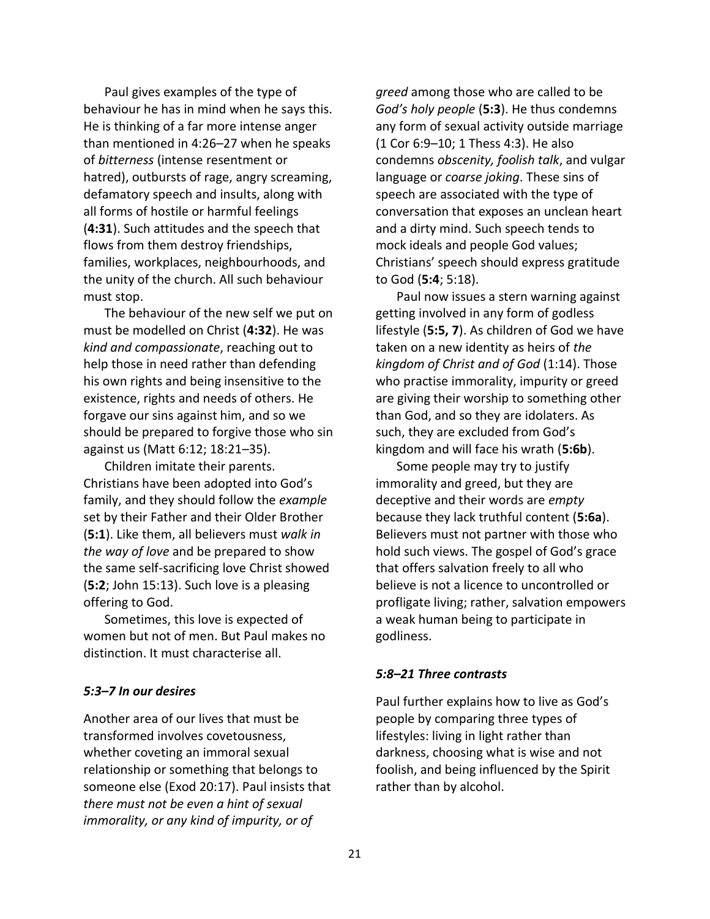Paul gives examples of the type of behaviour he has in mind when he says this. He is thinking of a far more intense anger than mentioned in 4:26–27 when he speaks of *bitterness* (intense resentment or hatred), outbursts of rage, angry screaming, defamatory speech and insults, along with all forms of hostile or harmful feelings (**4:31**). Such attitudes and the speech that flows from them destroy friendships, families, workplaces, neighbourhoods, and the unity of the church. All such behaviour must stop.

The behaviour of the new self we put on must be modelled on Christ (**4:32**). He was *kind and compassionate*, reaching out to help those in need rather than defending his own rights and being insensitive to the existence, rights and needs of others. He forgave our sins against him, and so we should be prepared to forgive those who sin against us (Matt 6:12; 18:21–35).

Children imitate their parents. Christians have been adopted into God's family, and they should follow the *example* set by their Father and their Older Brother (**5:1**). Like them, all believers must *walk in the way of love* and be prepared to show the same self-sacrificing love Christ showed (**5:2**; John 15:13). Such love is a pleasing offering to God.

Sometimes, this love is expected of women but not of men. But Paul makes no distinction. It must characterise all.

### *5:3–7 In our desires*

Another area of our lives that must be transformed involves covetousness, whether coveting an immoral sexual relationship or something that belongs to someone else (Exod 20:17). Paul insists that *there must not be even a hint of sexual immorality, or any kind of impurity, or of greed* among those who are called to be *God's holy people* (**5:3**). He thus condemns any form of sexual activity outside marriage (1 Cor 6:9–10; 1 Thess 4:3). He also condemns *obscenity, foolish talk*, and vulgar language or *coarse joking*. These sins of speech are associated with the type of conversation that exposes an unclean heart and a dirty mind. Such speech tends to mock ideals and people God values; Christians' speech should express gratitude to God (**5:4**; 5:18).

Paul now issues a stern warning against getting involved in any form of godless lifestyle (**5:5, 7**). As children of God we have taken on a new identity as heirs of *the kingdom of Christ and of God* (1:14). Those who practise immorality, impurity or greed are giving their worship to something other than God, and so they are idolaters. As such, they are excluded from God's kingdom and will face his wrath (**5:6b**).

Some people may try to justify immorality and greed, but they are deceptive and their words are *empty* because they lack truthful content (**5:6a**). Believers must not partner with those who hold such views. The gospel of God's grace that offers salvation freely to all who believe is not a licence to uncontrolled or profligate living; rather, salvation empowers a weak human being to participate in godliness.

### *5:8–21 Three contrasts*

Paul further explains how to live as God's people by comparing three types of lifestyles: living in light rather than darkness, choosing what is wise and not foolish, and being influenced by the Spirit rather than by alcohol.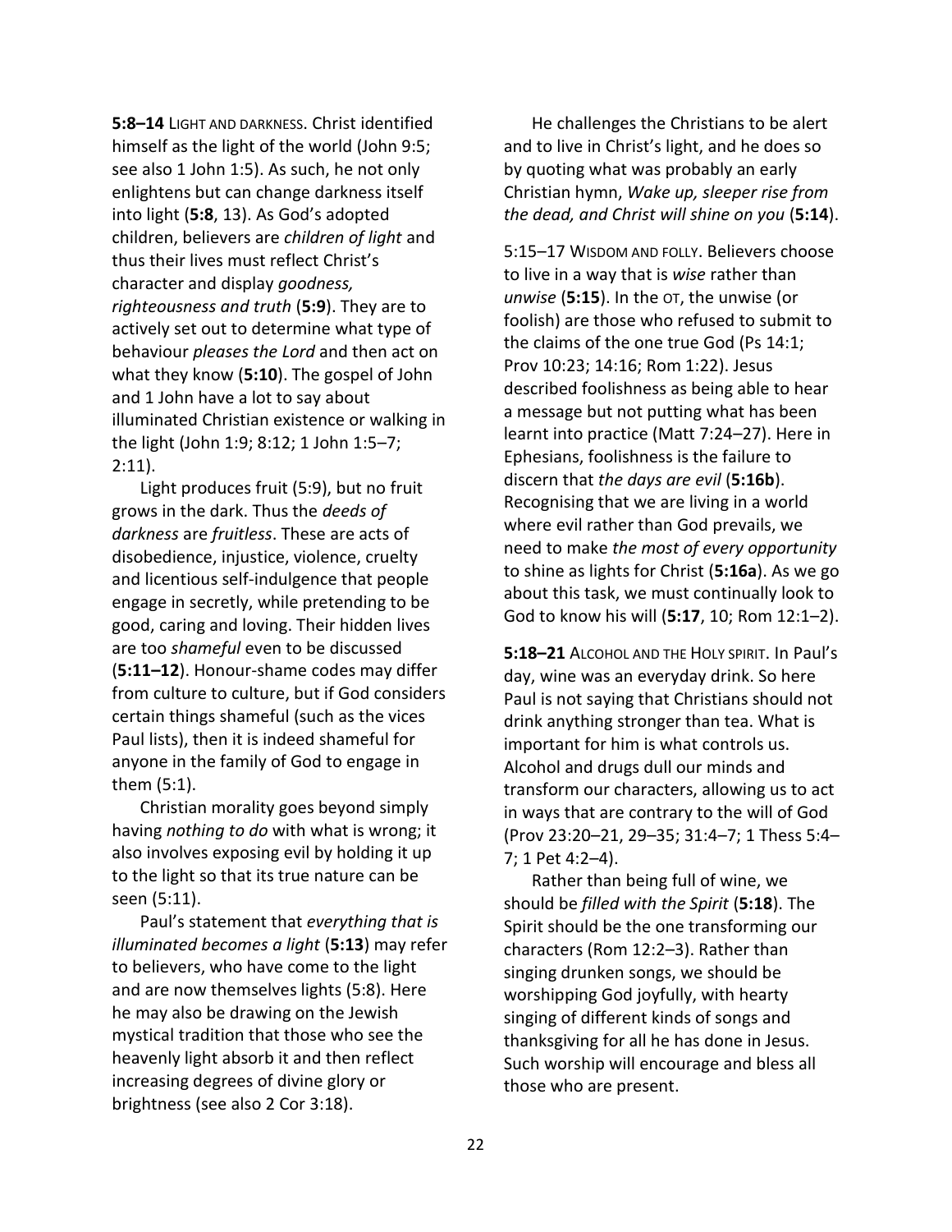**5:8–14** LIGHT AND DARKNESS. Christ identified himself as the light of the world (John 9:5; see also 1 John 1:5). As such, he not only enlightens but can change darkness itself into light (**5:8**, 13). As God's adopted children, believers are *children of light* and thus their lives must reflect Christ's character and display *goodness, righteousness and truth* (**5:9**). They are to actively set out to determine what type of behaviour *pleases the Lord* and then act on what they know (**5:10**). The gospel of John and 1 John have a lot to say about illuminated Christian existence or walking in the light (John 1:9; 8:12; 1 John 1:5–7; 2:11).

Light produces fruit (5:9), but no fruit grows in the dark. Thus the *deeds of darkness* are *fruitless*. These are acts of disobedience, injustice, violence, cruelty and licentious self-indulgence that people engage in secretly, while pretending to be good, caring and loving. Their hidden lives are too *shameful* even to be discussed (**5:11–12**). Honour-shame codes may differ from culture to culture, but if God considers certain things shameful (such as the vices Paul lists), then it is indeed shameful for anyone in the family of God to engage in them (5:1).

Christian morality goes beyond simply having *nothing to do* with what is wrong; it also involves exposing evil by holding it up to the light so that its true nature can be seen (5:11).

Paul's statement that *everything that is illuminated becomes a light* (**5:13**) may refer to believers, who have come to the light and are now themselves lights (5:8). Here he may also be drawing on the Jewish mystical tradition that those who see the heavenly light absorb it and then reflect increasing degrees of divine glory or brightness (see also 2 Cor 3:18).

He challenges the Christians to be alert and to live in Christ's light, and he does so by quoting what was probably an early Christian hymn, *Wake up, sleeper rise from the dead, and Christ will shine on you* (**5:14**).

5:15–17 WISDOM AND FOLLY. Believers choose to live in a way that is *wise* rather than *unwise* (**5:15**). In the OT, the unwise (or foolish) are those who refused to submit to the claims of the one true God (Ps 14:1; Prov 10:23; 14:16; Rom 1:22). Jesus described foolishness as being able to hear a message but not putting what has been learnt into practice (Matt 7:24–27). Here in Ephesians, foolishness is the failure to discern that *the days are evil* (**5:16b**). Recognising that we are living in a world where evil rather than God prevails, we need to make *the most of every opportunity* to shine as lights for Christ (**5:16a**). As we go about this task, we must continually look to God to know his will (**5:17**, 10; Rom 12:1–2).

**5:18–21** ALCOHOL AND THE HOLY SPIRIT. In Paul's day, wine was an everyday drink. So here Paul is not saying that Christians should not drink anything stronger than tea. What is important for him is what controls us. Alcohol and drugs dull our minds and transform our characters, allowing us to act in ways that are contrary to the will of God (Prov 23:20–21, 29–35; 31:4–7; 1 Thess 5:4–7; 1 Pet 4:2–4).

Rather than being full of wine, we should be *filled with the Spirit* (**5:18**). The Spirit should be the one transforming our characters (Rom 12:2–3). Rather than singing drunken songs, we should be worshipping God joyfully, with hearty singing of different kinds of songs and thanksgiving for all he has done in Jesus. Such worship will encourage and bless all those who are present.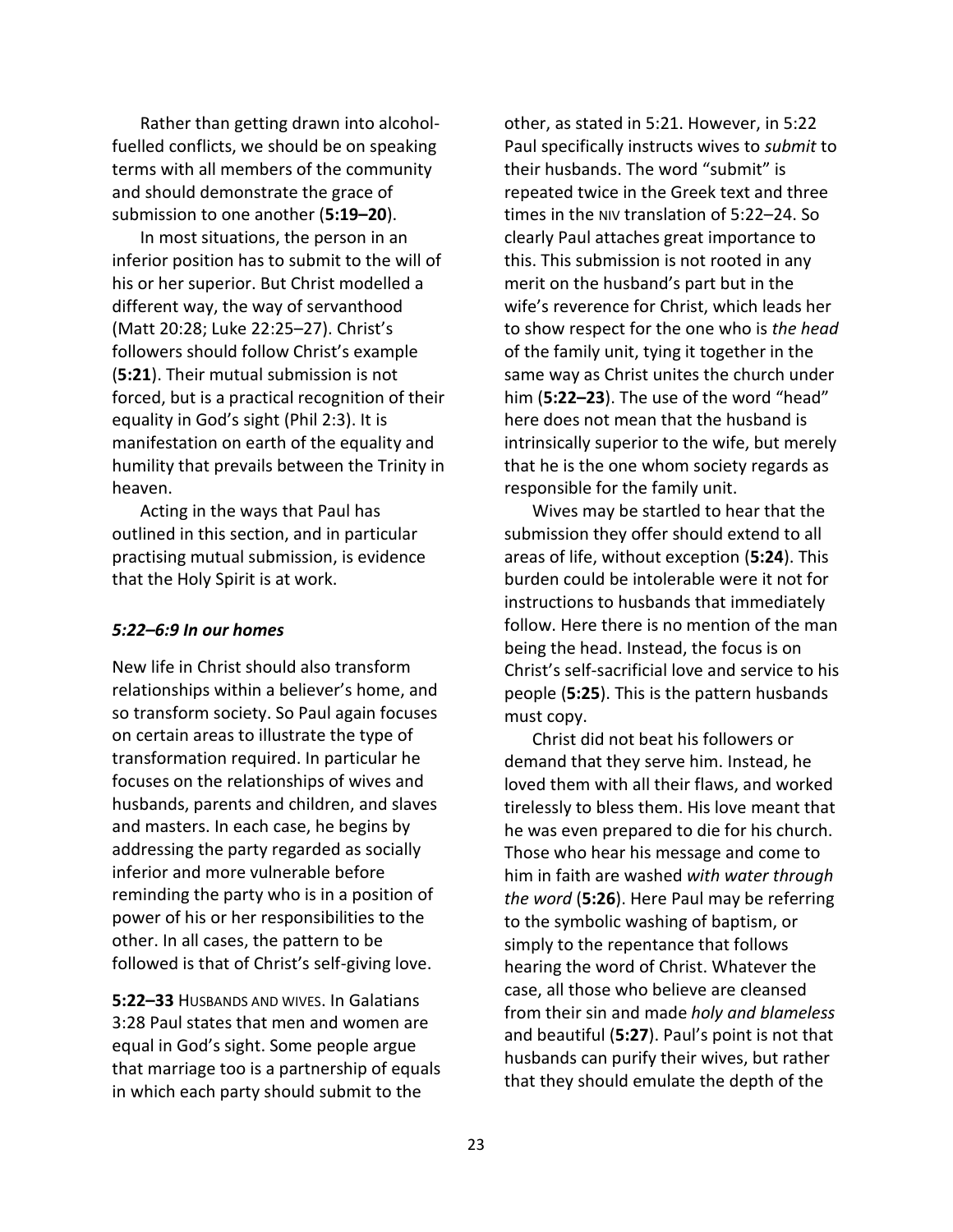Rather than getting drawn into alcohol-fuelled conflicts, we should be on speaking terms with all members of the community and should demonstrate the grace of submission to one another (**5:19–20**).

In most situations, the person in an inferior position has to submit to the will of his or her superior. But Christ modelled a different way, the way of servanthood (Matt 20:28; Luke 22:25–27). Christ's followers should follow Christ's example (**5:21**). Their mutual submission is not forced, but is a practical recognition of their equality in God's sight (Phil 2:3). It is manifestation on earth of the equality and humility that prevails between the Trinity in heaven.

Acting in the ways that Paul has outlined in this section, and in particular practising mutual submission, is evidence that the Holy Spirit is at work.

### *5:22–6:9 In our homes*

New life in Christ should also transform relationships within a believer's home, and so transform society. So Paul again focuses on certain areas to illustrate the type of transformation required. In particular he focuses on the relationships of wives and husbands, parents and children, and slaves and masters. In each case, he begins by addressing the party regarded as socially inferior and more vulnerable before reminding the party who is in a position of power of his or her responsibilities to the other. In all cases, the pattern to be followed is that of Christ's self-giving love.

**5:22–33** HUSBANDS AND WIVES. In Galatians 3:28 Paul states that men and women are equal in God's sight. Some people argue that marriage too is a partnership of equals in which each party should submit to the other, as stated in 5:21. However, in 5:22 Paul specifically instructs wives to *submit* to their husbands. The word "submit" is repeated twice in the Greek text and three times in the NIV translation of 5:22–24. So clearly Paul attaches great importance to this. This submission is not rooted in any merit on the husband's part but in the wife's reverence for Christ, which leads her to show respect for the one who is *the head* of the family unit, tying it together in the same way as Christ unites the church under him (**5:22–23**). The use of the word "head" here does not mean that the husband is intrinsically superior to the wife, but merely that he is the one whom society regards as responsible for the family unit.

Wives may be startled to hear that the submission they offer should extend to all areas of life, without exception (**5:24**). This burden could be intolerable were it not for instructions to husbands that immediately follow. Here there is no mention of the man being the head. Instead, the focus is on Christ's self-sacrificial love and service to his people (**5:25**). This is the pattern husbands must copy.

Christ did not beat his followers or demand that they serve him. Instead, he loved them with all their flaws, and worked tirelessly to bless them. His love meant that he was even prepared to die for his church. Those who hear his message and come to him in faith are washed *with water through the word* (**5:26**). Here Paul may be referring to the symbolic washing of baptism, or simply to the repentance that follows hearing the word of Christ. Whatever the case, all those who believe are cleansed from their sin and made *holy and blameless* and beautiful (**5:27**). Paul's point is not that husbands can purify their wives, but rather that they should emulate the depth of the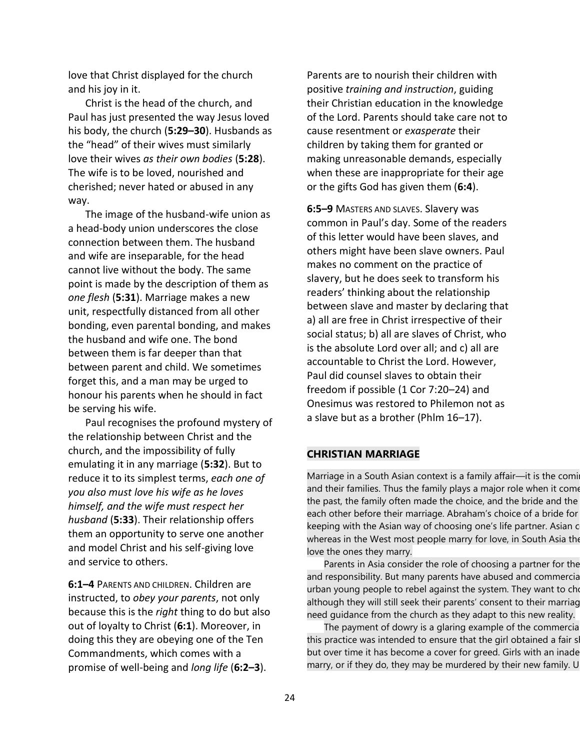love that Christ displayed for the church and his joy in it.

Christ is the head of the church, and Paul has just presented the way Jesus loved his body, the church (**5:29–30**). Husbands as the "head" of their wives must similarly love their wives *as their own bodies* (**5:28**). The wife is to be loved, nourished and cherished; never hated or abused in any way.

The image of the husband-wife union as a head-body union underscores the close connection between them. The husband and wife are inseparable, for the head cannot live without the body. The same point is made by the description of them as *one flesh* (**5:31**). Marriage makes a new unit, respectfully distanced from all other bonding, even parental bonding, and makes the husband and wife one. The bond between them is far deeper than that between parent and child. We sometimes forget this, and a man may be urged to honour his parents when he should in fact be serving his wife.

Paul recognises the profound mystery of the relationship between Christ and the church, and the impossibility of fully emulating it in any marriage (**5:32**). But to reduce it to its simplest terms, *each one of you also must love his wife as he loves himself, and the wife must respect her husband* (**5:33**). Their relationship offers them an opportunity to serve one another and model Christ and his self-giving love and service to others.

**6:1–4** PARENTS AND CHILDREN. Children are instructed, to *obey your parents*, not only because this is the *right* thing to do but also out of loyalty to Christ (**6:1**). Moreover, in doing this they are obeying one of the Ten Commandments, which comes with a promise of well-being and *long life* (**6:2–3**). Parents are to nourish their children with positive *training and instruction*, guiding their Christian education in the knowledge of the Lord. Parents should take care not to cause resentment or *exasperate* their children by taking them for granted or making unreasonable demands, especially when these are inappropriate for their age or the gifts God has given them (**6:4**).

**6:5–9** MASTERS AND SLAVES. Slavery was common in Paul's day. Some of the readers of this letter would have been slaves, and others might have been slave owners. Paul makes no comment on the practice of slavery, but he does seek to transform his readers' thinking about the relationship between slave and master by declaring that a) all are free in Christ irrespective of their social status; b) all are slaves of Christ, who is the absolute Lord over all; and c) all are accountable to Christ the Lord. However, Paul did counsel slaves to obtain their freedom if possible (1 Cor 7:20–24) and Onesimus was restored to Philemon not as a slave but as a brother (Phlm 16–17).

## CHRISTIAN MARRIAGE

Marriage in a South Asian context is a family affair—it is the comin and their families. Thus the family plays a major role when it come the past, the family often made the choice, and the bride and the each other before their marriage. Abraham's choice of a bride for keeping with the Asian way of choosing one's life partner. Asian c whereas in the West most people marry for love, in South Asia the love the ones they marry.

Parents in Asia consider the role of choosing a partner for the and responsibility. But many parents have abused and commercia urban young people to rebel against the system. They want to cho although they will still seek their parents' consent to their marriag need guidance from the church as they adapt to this new reality.

The payment of dowry is a glaring example of the commercia this practice was intended to ensure that the girl obtained a fair sh but over time it has become a cover for greed. Girls with an inade marry, or if they do, they may be murdered by their new family. U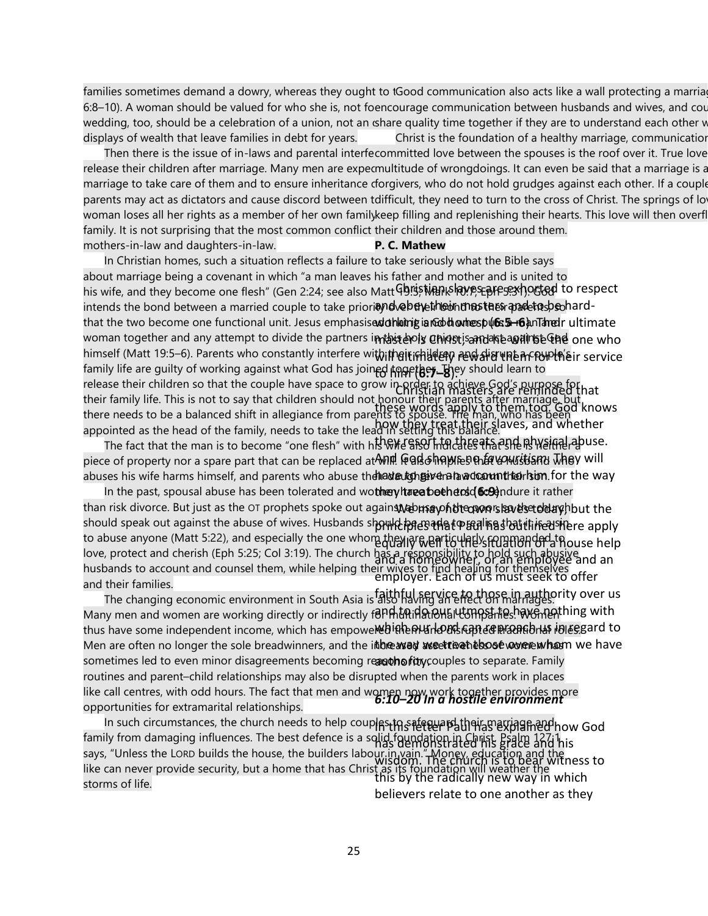families sometimes demand a dowry, whereas they ought to t
6:8–10). A woman should be valued for who she is, not fo
wedding, too, should be a celebration of a union, not an o
displays of wealth that leave families in debt for years.

Then there is the issue of in-laws and parental interfe
release their children after marriage. Many men are expec
marriage to take care of them and to ensure inheritance c
parents may act as dictators and cause discord between t
woman loses all her rights as a member of her own family
family. It is not surprising that the most common conflict
mothers-in-law and daughters-in-law.

In Christian homes, such a situation reflects a failure to take seriously what the Bible says about marriage being a covenant in which "a man leaves his father and mother and is united to his wife, and they become one flesh" (Gen 2:24; see also Matt 19:5; Mark 10:7; Eph 5:31). God intends the bond between a married couple to take priority over their bond to their parents, so that the two become one functional unit. Jesus emphasised that it is God who puts a man and woman together and any attempt to divide the partners in this holy union is an act against God himself (Matt 19:5–6). Parents who constantly interfere with their children and disrupt a couple's family life are guilty of working against what God has joined together. They should learn to release their children so that the couple have space to grow in order to achieve God's purpose for their family life. This is not to say that children should not honour their parents after marriage, but there needs to be a balanced shift in allegiance from parents to spouse. The man, who has been appointed as the head of the family, needs to take the lead in setting this balance.

The fact that the man is to become "one flesh" with his wife also indicates that she is neither a piece of property nor a spare part that can be replaced at will. It also implies that a husband who abuses his wife harms himself, and parents who abuse their daughter-in-law harm their son.

In the past, spousal abuse has been tolerated and women have been told to endure it rather than risk divorce. But just as the OT prophets spoke out against abuse of the poor, so the church should speak out against the abuse of wives. Husbands should be made to realise that it is a sin to abuse anyone (Matt 5:22), and especially the one whom they are particularly commanded to love, protect and cherish (Eph 5:25; Col 3:19). The church has a responsibility to hold such abusive husbands to account and counsel them, while helping their wives to find healing for themselves and their families.

The changing economic environment in South Asia is also having an effect on marriages. Many men and women are working directly or indirectly for multinational companies. Women thus have some independent income, which has empowered them and disrupted traditional roles. Men are often no longer the sole breadwinners, and the increased assertiveness of women has sometimes led to even minor disagreements becoming reasons for couples to separate. Family routines and parent–child relationships may also be disrupted when the parents work in places like call centres, with odd hours. The fact that men and women now work together provides more opportunities for extramarital relationships.

In such circumstances, the church needs to help couples to safeguard their marriage and family from damaging influences. The best defence is a solid foundation in Christ. Psalm 127:1 says, "Unless the LORD builds the house, the builders labour in vain." Money, education and the like can never provide security, but a home that has Christ as its foundation will weather the storms of life.

Good communication also acts like a wall protecting a marriag
encourage communication between husbands and wives, and cou
share quality time together if they are to understand each other w

Christ is the foundation of a healthy marriage, communication
committed love between the spouses is the roof over it. True love
multitude of wrongdoings. It can even be said that a marriage is a
forgivers, who do not hold grudges against each other. If a couple
difficult, they need to turn to the cross of Christ. The springs of lov
keep filling and replenishing their hearts. This love will then overfl
their children and those around them.

**P. C. Mathew**

Christian slaves are exhorted to respect and obey their masters and to be hard-working and honest **(6:5–6)**. Their ultimate master is Christ, and he will be the one who will ultimately reward them for their service to him **(6:7–8)**.

Christian masters are reminded that these words apply to them too. God knows how they treat their slaves, and whether they resort to threats and physical abuse. And God shows no *favouritism*: They will have to give an account to him for the way they treat others **(6:9)**.

We may not own slaves today, but the principles that Paul has outlined here apply equally well to the situation of a house help and a homeowner, or an employee and an employer. Each of us must seek to offer faithful service to those in authority over us and to do our utmost to have nothing with which our Lord can reproach us in regard to the way we treat those over whom we have authority.

***6:10–20 In a hostile environment***

In this letter Paul has explained how God has demonstrated his grace and his wisdom. The church is to bear witness to this by the radically new way in which believers relate to one another as they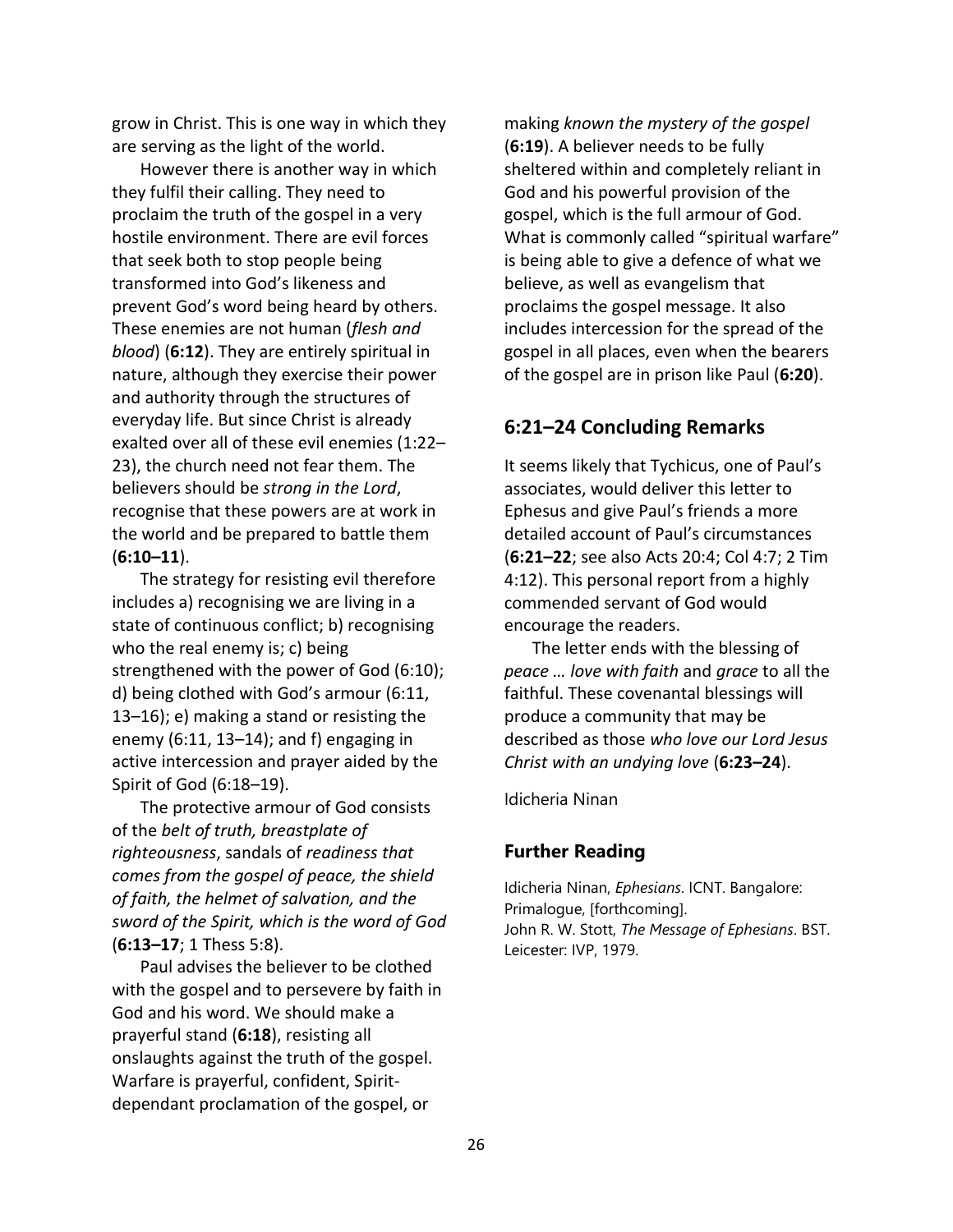grow in Christ. This is one way in which they are serving as the light of the world.

However there is another way in which they fulfil their calling. They need to proclaim the truth of the gospel in a very hostile environment. There are evil forces that seek both to stop people being transformed into God's likeness and prevent God's word being heard by others. These enemies are not human (*flesh and blood*) (**6:12**). They are entirely spiritual in nature, although they exercise their power and authority through the structures of everyday life. But since Christ is already exalted over all of these evil enemies (1:22–23), the church need not fear them. The believers should be *strong in the Lord*, recognise that these powers are at work in the world and be prepared to battle them (**6:10–11**).

The strategy for resisting evil therefore includes a) recognising we are living in a state of continuous conflict; b) recognising who the real enemy is; c) being strengthened with the power of God (6:10); d) being clothed with God's armour (6:11, 13–16); e) making a stand or resisting the enemy (6:11, 13–14); and f) engaging in active intercession and prayer aided by the Spirit of God (6:18–19).

The protective armour of God consists of the *belt of truth, breastplate of righteousness*, sandals of *readiness that comes from the gospel of peace, the shield of faith, the helmet of salvation, and the sword of the Spirit, which is the word of God* (**6:13–17**; 1 Thess 5:8).

Paul advises the believer to be clothed with the gospel and to persevere by faith in God and his word. We should make a prayerful stand (**6:18**), resisting all onslaughts against the truth of the gospel. Warfare is prayerful, confident, Spirit-dependant proclamation of the gospel, or making *known the mystery of the gospel* (**6:19**). A believer needs to be fully sheltered within and completely reliant in God and his powerful provision of the gospel, which is the full armour of God. What is commonly called "spiritual warfare" is being able to give a defence of what we believe, as well as evangelism that proclaims the gospel message. It also includes intercession for the spread of the gospel in all places, even when the bearers of the gospel are in prison like Paul (**6:20**).

## 6:21–24 Concluding Remarks

It seems likely that Tychicus, one of Paul's associates, would deliver this letter to Ephesus and give Paul's friends a more detailed account of Paul's circumstances (**6:21–22**; see also Acts 20:4; Col 4:7; 2 Tim 4:12). This personal report from a highly commended servant of God would encourage the readers.

The letter ends with the blessing of *peace … love with faith* and *grace* to all the faithful. These covenantal blessings will produce a community that may be described as those *who love our Lord Jesus Christ with an undying love* (**6:23–24**).

Idicheria Ninan

## Further Reading

Idicheria Ninan, *Ephesians*. ICNT. Bangalore: Primalogue, [forthcoming].
John R. W. Stott, *The Message of Ephesians*. BST. Leicester: IVP, 1979.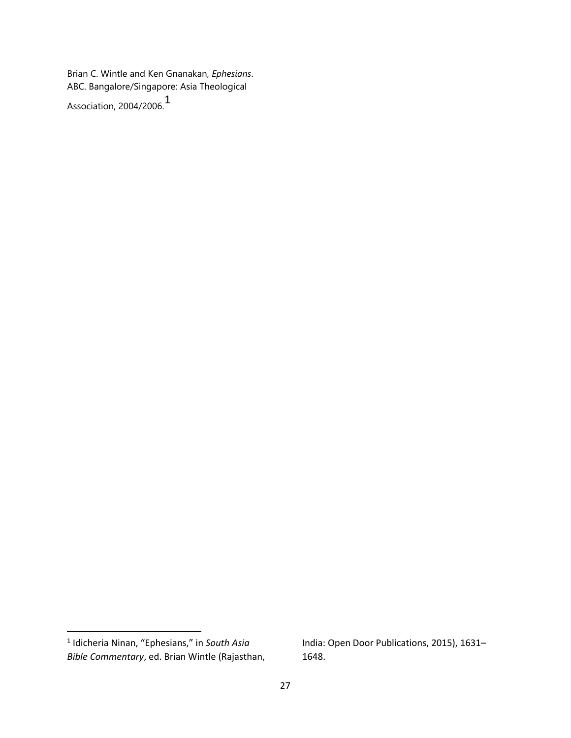Brian C. Wintle and Ken Gnanakan, *Ephesians*. ABC. Bangalore/Singapore: Asia Theological Association, 2004/2006.[1]

[1] Idicheria Ninan, "Ephesians," in *South Asia Bible Commentary*, ed. Brian Wintle (Rajasthan, India: Open Door Publications, 2015), 1631–1648.